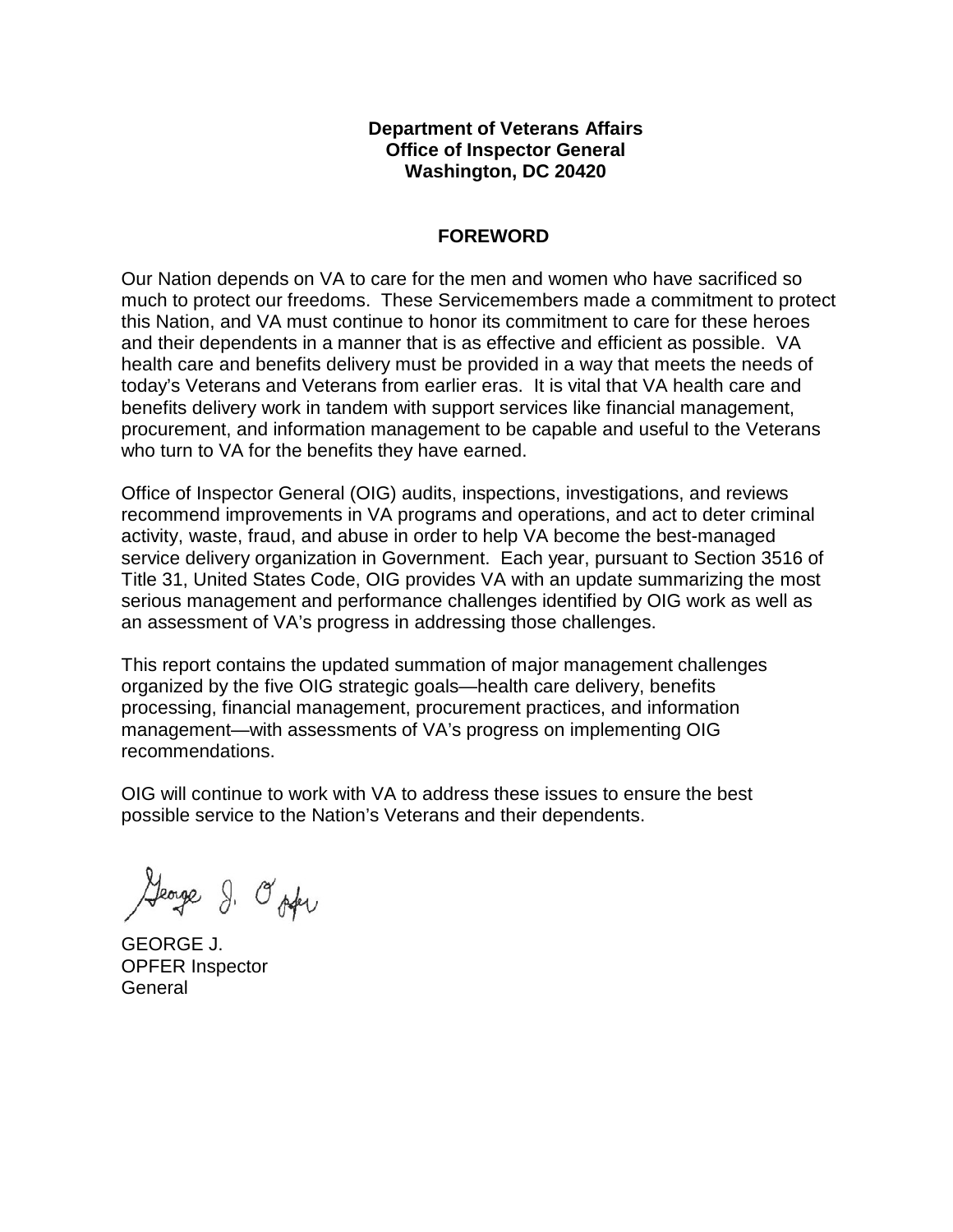**Department of Veterans Affairs**
**Office of Inspector General**
**Washington, DC 20420**

## FOREWORD

Our Nation depends on VA to care for the men and women who have sacrificed so much to protect our freedoms. These Servicemembers made a commitment to protect this Nation, and VA must continue to honor its commitment to care for these heroes and their dependents in a manner that is as effective and efficient as possible. VA health care and benefits delivery must be provided in a way that meets the needs of today's Veterans and Veterans from earlier eras. It is vital that VA health care and benefits delivery work in tandem with support services like financial management, procurement, and information management to be capable and useful to the Veterans who turn to VA for the benefits they have earned.

Office of Inspector General (OIG) audits, inspections, investigations, and reviews recommend improvements in VA programs and operations, and act to deter criminal activity, waste, fraud, and abuse in order to help VA become the best-managed service delivery organization in Government. Each year, pursuant to Section 3516 of Title 31, United States Code, OIG provides VA with an update summarizing the most serious management and performance challenges identified by OIG work as well as an assessment of VA's progress in addressing those challenges.

This report contains the updated summation of major management challenges organized by the five OIG strategic goals—health care delivery, benefits processing, financial management, procurement practices, and information management—with assessments of VA's progress on implementing OIG recommendations.

OIG will continue to work with VA to address these issues to ensure the best possible service to the Nation's Veterans and their dependents.

George J. Opfer

GEORGE J. OPFER
Inspector General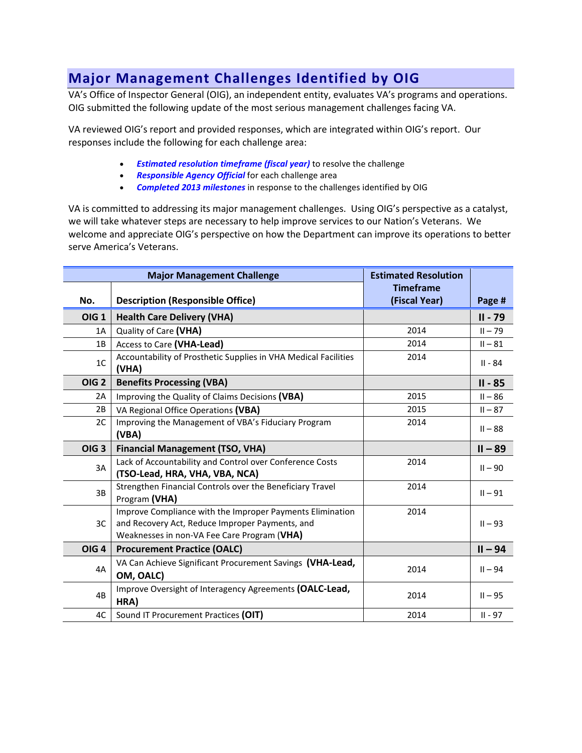# Major Management Challenges Identified by OIG

VA's Office of Inspector General (OIG), an independent entity, evaluates VA's programs and operations. OIG submitted the following update of the most serious management challenges facing VA.

VA reviewed OIG's report and provided responses, which are integrated within OIG's report. Our responses include the following for each challenge area:

- ***Estimated resolution timeframe (fiscal year)*** to resolve the challenge
- ***Responsible Agency Official*** for each challenge area
- ***Completed 2013 milestones*** in response to the challenges identified by OIG

VA is committed to addressing its major management challenges. Using OIG's perspective as a catalyst, we will take whatever steps are necessary to help improve services to our Nation's Veterans. We welcome and appreciate OIG's perspective on how the Department can improve its operations to better serve America's Veterans.

| Major Management Challenge | | Estimated Resolution Timeframe (Fiscal Year) | Page # |
|---|---|---|---|
| **No.** | **Description (Responsible Office)** | | |
| **OIG 1** | **Health Care Delivery (VHA)** | | **II - 79** |
| 1A | Quality of Care **(VHA)** | 2014 | II – 79 |
| 1B | Access to Care **(VHA-Lead)** | 2014 | II – 81 |
| 1C | Accountability of Prosthetic Supplies in VHA Medical Facilities **(VHA)** | 2014 | II - 84 |
| **OIG 2** | **Benefits Processing (VBA)** | | **II - 85** |
| 2A | Improving the Quality of Claims Decisions **(VBA)** | 2015 | II – 86 |
| 2B | VA Regional Office Operations **(VBA)** | 2015 | II – 87 |
| 2C | Improving the Management of VBA's Fiduciary Program **(VBA)** | 2014 | II – 88 |
| **OIG 3** | **Financial Management (TSO, VHA)** | | **II – 89** |
| 3A | Lack of Accountability and Control over Conference Costs **(TSO-Lead, HRA, VHA, VBA, NCA)** | 2014 | II – 90 |
| 3B | Strengthen Financial Controls over the Beneficiary Travel Program **(VHA)** | 2014 | II – 91 |
| 3C | Improve Compliance with the Improper Payments Elimination and Recovery Act, Reduce Improper Payments, and Weaknesses in non-VA Fee Care Program (**VHA**) | 2014 | II – 93 |
| **OIG 4** | **Procurement Practice (OALC)** | | **II – 94** |
| 4A | VA Can Achieve Significant Procurement Savings **(VHA-Lead, OM, OALC)** | 2014 | II – 94 |
| 4B | Improve Oversight of Interagency Agreements **(OALC-Lead, HRA)** | 2014 | II – 95 |
| 4C | Sound IT Procurement Practices **(OIT)** | 2014 | II - 97 |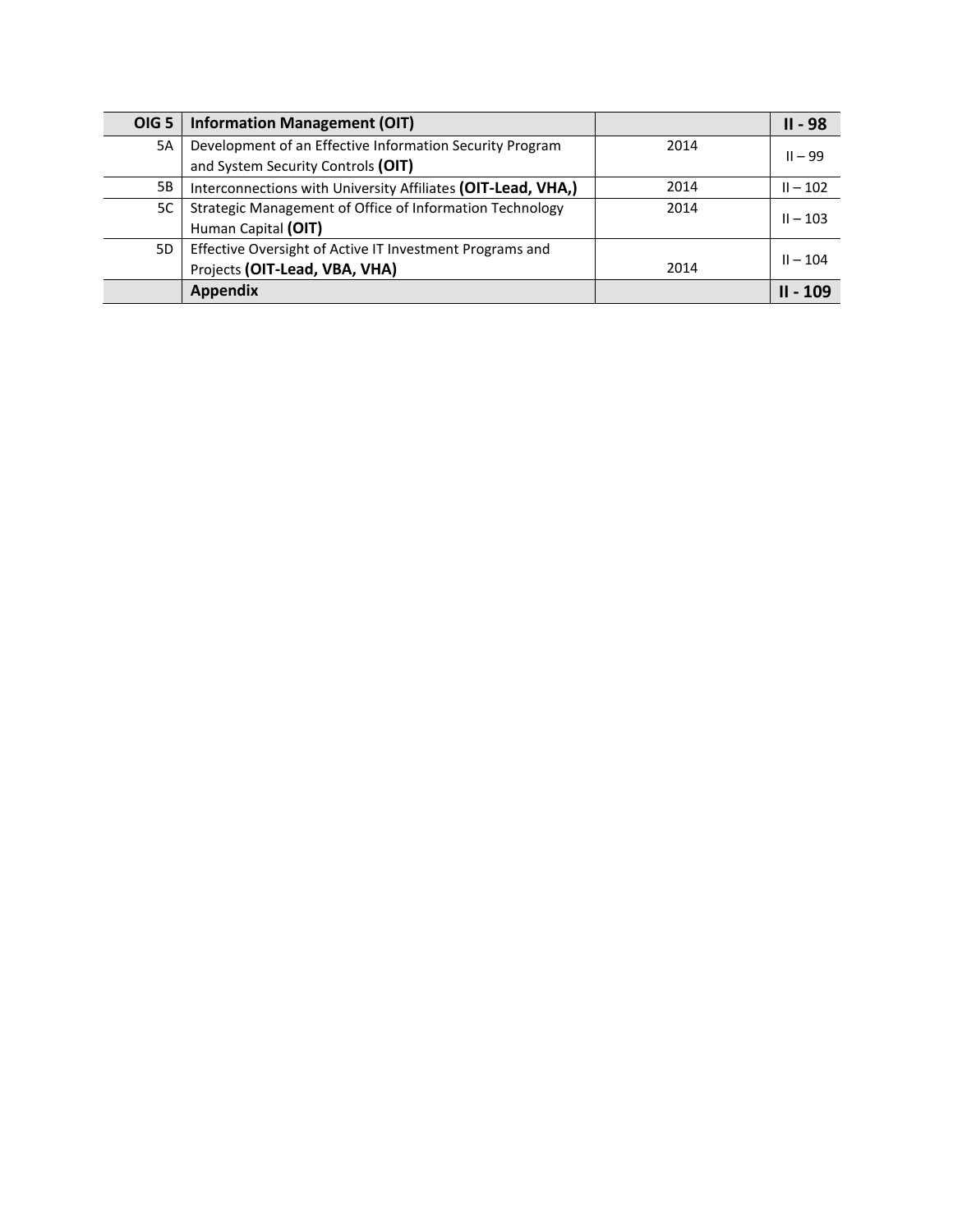| OIG 5 | Information Management (OIT) | | II - 98 |
| --- | --- | --- | --- |
| 5A | Development of an Effective Information Security Program and System Security Controls **(OIT)** | 2014 | II – 99 |
| 5B | Interconnections with University Affiliates **(OIT-Lead, VHA,)** | 2014 | II – 102 |
| 5C | Strategic Management of Office of Information Technology Human Capital **(OIT)** | 2014 | II – 103 |
| 5D | Effective Oversight of Active IT Investment Programs and Projects **(OIT-Lead, VBA, VHA)** | 2014 | II – 104 |
| | **Appendix** | | **II - 109** |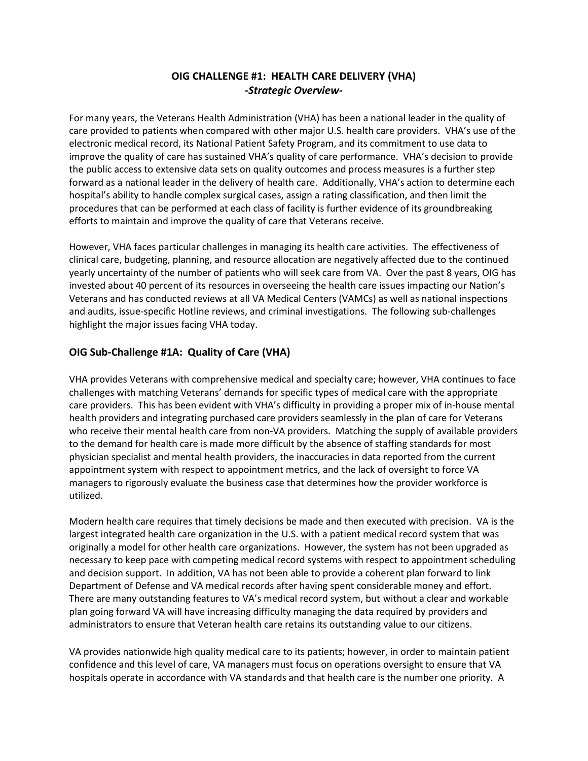## OIG CHALLENGE #1: HEALTH CARE DELIVERY (VHA)

***-Strategic Overview-***

For many years, the Veterans Health Administration (VHA) has been a national leader in the quality of care provided to patients when compared with other major U.S. health care providers. VHA's use of the electronic medical record, its National Patient Safety Program, and its commitment to use data to improve the quality of care has sustained VHA's quality of care performance. VHA's decision to provide the public access to extensive data sets on quality outcomes and process measures is a further step forward as a national leader in the delivery of health care. Additionally, VHA's action to determine each hospital's ability to handle complex surgical cases, assign a rating classification, and then limit the procedures that can be performed at each class of facility is further evidence of its groundbreaking efforts to maintain and improve the quality of care that Veterans receive.

However, VHA faces particular challenges in managing its health care activities. The effectiveness of clinical care, budgeting, planning, and resource allocation are negatively affected due to the continued yearly uncertainty of the number of patients who will seek care from VA. Over the past 8 years, OIG has invested about 40 percent of its resources in overseeing the health care issues impacting our Nation's Veterans and has conducted reviews at all VA Medical Centers (VAMCs) as well as national inspections and audits, issue-specific Hotline reviews, and criminal investigations. The following sub-challenges highlight the major issues facing VHA today.

### OIG Sub-Challenge #1A: Quality of Care (VHA)

VHA provides Veterans with comprehensive medical and specialty care; however, VHA continues to face challenges with matching Veterans' demands for specific types of medical care with the appropriate care providers. This has been evident with VHA's difficulty in providing a proper mix of in-house mental health providers and integrating purchased care providers seamlessly in the plan of care for Veterans who receive their mental health care from non-VA providers. Matching the supply of available providers to the demand for health care is made more difficult by the absence of staffing standards for most physician specialist and mental health providers, the inaccuracies in data reported from the current appointment system with respect to appointment metrics, and the lack of oversight to force VA managers to rigorously evaluate the business case that determines how the provider workforce is utilized.

Modern health care requires that timely decisions be made and then executed with precision. VA is the largest integrated health care organization in the U.S. with a patient medical record system that was originally a model for other health care organizations. However, the system has not been upgraded as necessary to keep pace with competing medical record systems with respect to appointment scheduling and decision support. In addition, VA has not been able to provide a coherent plan forward to link Department of Defense and VA medical records after having spent considerable money and effort. There are many outstanding features to VA's medical record system, but without a clear and workable plan going forward VA will have increasing difficulty managing the data required by providers and administrators to ensure that Veteran health care retains its outstanding value to our citizens.

VA provides nationwide high quality medical care to its patients; however, in order to maintain patient confidence and this level of care, VA managers must focus on operations oversight to ensure that VA hospitals operate in accordance with VA standards and that health care is the number one priority. A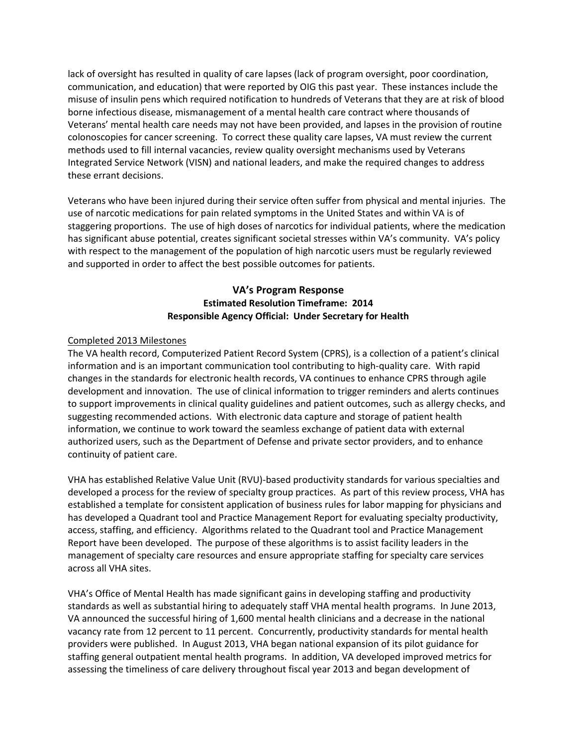lack of oversight has resulted in quality of care lapses (lack of program oversight, poor coordination, communication, and education) that were reported by OIG this past year. These instances include the misuse of insulin pens which required notification to hundreds of Veterans that they are at risk of blood borne infectious disease, mismanagement of a mental health care contract where thousands of Veterans' mental health care needs may not have been provided, and lapses in the provision of routine colonoscopies for cancer screening. To correct these quality care lapses, VA must review the current methods used to fill internal vacancies, review quality oversight mechanisms used by Veterans Integrated Service Network (VISN) and national leaders, and make the required changes to address these errant decisions.

Veterans who have been injured during their service often suffer from physical and mental injuries. The use of narcotic medications for pain related symptoms in the United States and within VA is of staggering proportions. The use of high doses of narcotics for individual patients, where the medication has significant abuse potential, creates significant societal stresses within VA's community. VA's policy with respect to the management of the population of high narcotic users must be regularly reviewed and supported in order to affect the best possible outcomes for patients.

### VA's Program Response

**Estimated Resolution Timeframe: 2014**

**Responsible Agency Official: Under Secretary for Health**

Completed 2013 Milestones

The VA health record, Computerized Patient Record System (CPRS), is a collection of a patient's clinical information and is an important communication tool contributing to high-quality care. With rapid changes in the standards for electronic health records, VA continues to enhance CPRS through agile development and innovation. The use of clinical information to trigger reminders and alerts continues to support improvements in clinical quality guidelines and patient outcomes, such as allergy checks, and suggesting recommended actions. With electronic data capture and storage of patient health information, we continue to work toward the seamless exchange of patient data with external authorized users, such as the Department of Defense and private sector providers, and to enhance continuity of patient care.

VHA has established Relative Value Unit (RVU)-based productivity standards for various specialties and developed a process for the review of specialty group practices. As part of this review process, VHA has established a template for consistent application of business rules for labor mapping for physicians and has developed a Quadrant tool and Practice Management Report for evaluating specialty productivity, access, staffing, and efficiency. Algorithms related to the Quadrant tool and Practice Management Report have been developed. The purpose of these algorithms is to assist facility leaders in the management of specialty care resources and ensure appropriate staffing for specialty care services across all VHA sites.

VHA's Office of Mental Health has made significant gains in developing staffing and productivity standards as well as substantial hiring to adequately staff VHA mental health programs. In June 2013, VA announced the successful hiring of 1,600 mental health clinicians and a decrease in the national vacancy rate from 12 percent to 11 percent. Concurrently, productivity standards for mental health providers were published. In August 2013, VHA began national expansion of its pilot guidance for staffing general outpatient mental health programs. In addition, VA developed improved metrics for assessing the timeliness of care delivery throughout fiscal year 2013 and began development of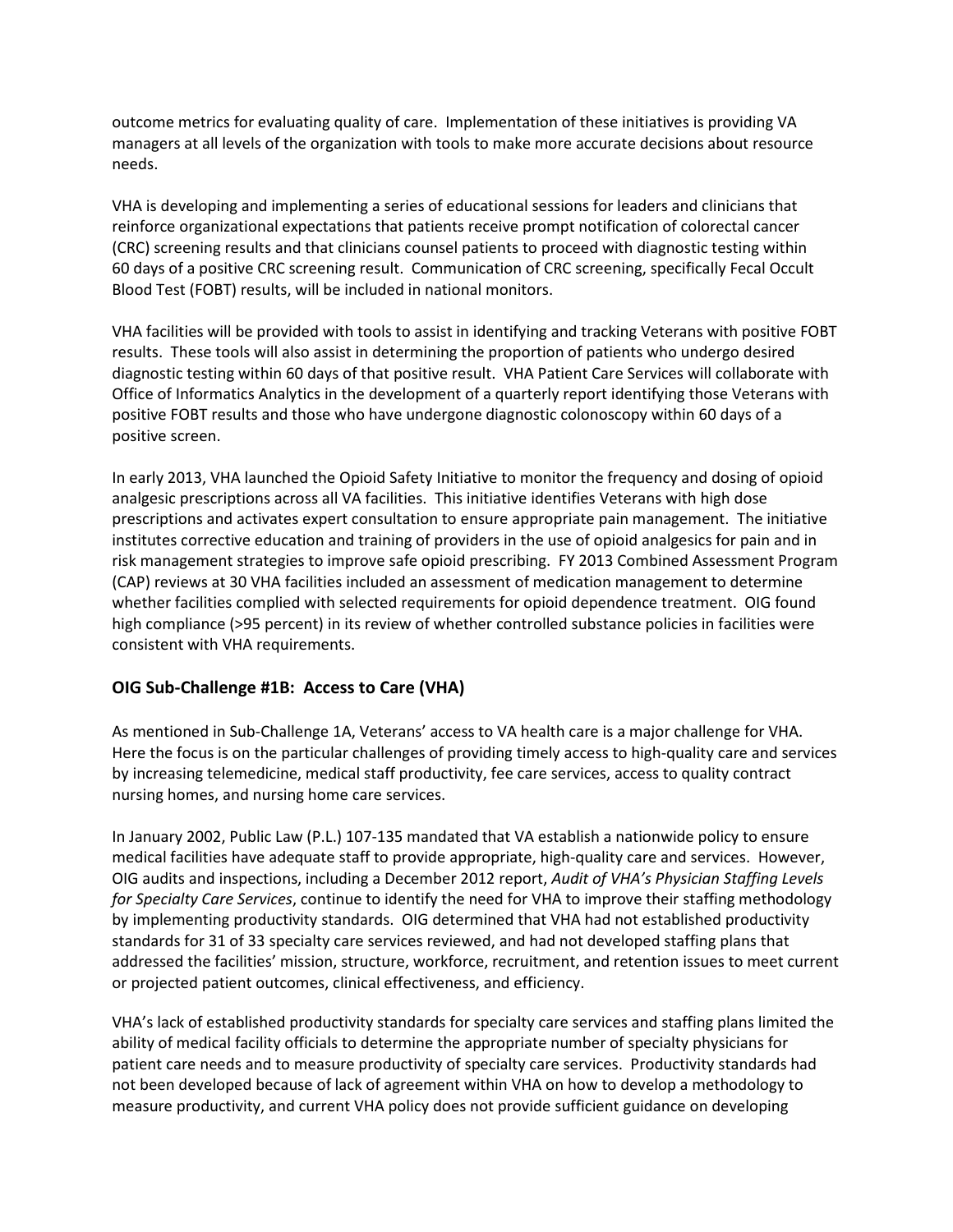outcome metrics for evaluating quality of care. Implementation of these initiatives is providing VA managers at all levels of the organization with tools to make more accurate decisions about resource needs.

VHA is developing and implementing a series of educational sessions for leaders and clinicians that reinforce organizational expectations that patients receive prompt notification of colorectal cancer (CRC) screening results and that clinicians counsel patients to proceed with diagnostic testing within 60 days of a positive CRC screening result. Communication of CRC screening, specifically Fecal Occult Blood Test (FOBT) results, will be included in national monitors.

VHA facilities will be provided with tools to assist in identifying and tracking Veterans with positive FOBT results. These tools will also assist in determining the proportion of patients who undergo desired diagnostic testing within 60 days of that positive result. VHA Patient Care Services will collaborate with Office of Informatics Analytics in the development of a quarterly report identifying those Veterans with positive FOBT results and those who have undergone diagnostic colonoscopy within 60 days of a positive screen.

In early 2013, VHA launched the Opioid Safety Initiative to monitor the frequency and dosing of opioid analgesic prescriptions across all VA facilities. This initiative identifies Veterans with high dose prescriptions and activates expert consultation to ensure appropriate pain management. The initiative institutes corrective education and training of providers in the use of opioid analgesics for pain and in risk management strategies to improve safe opioid prescribing. FY 2013 Combined Assessment Program (CAP) reviews at 30 VHA facilities included an assessment of medication management to determine whether facilities complied with selected requirements for opioid dependence treatment. OIG found high compliance (>95 percent) in its review of whether controlled substance policies in facilities were consistent with VHA requirements.

### OIG Sub-Challenge #1B: Access to Care (VHA)

As mentioned in Sub-Challenge 1A, Veterans' access to VA health care is a major challenge for VHA. Here the focus is on the particular challenges of providing timely access to high-quality care and services by increasing telemedicine, medical staff productivity, fee care services, access to quality contract nursing homes, and nursing home care services.

In January 2002, Public Law (P.L.) 107-135 mandated that VA establish a nationwide policy to ensure medical facilities have adequate staff to provide appropriate, high-quality care and services. However, OIG audits and inspections, including a December 2012 report, *Audit of VHA's Physician Staffing Levels for Specialty Care Services*, continue to identify the need for VHA to improve their staffing methodology by implementing productivity standards. OIG determined that VHA had not established productivity standards for 31 of 33 specialty care services reviewed, and had not developed staffing plans that addressed the facilities' mission, structure, workforce, recruitment, and retention issues to meet current or projected patient outcomes, clinical effectiveness, and efficiency.

VHA's lack of established productivity standards for specialty care services and staffing plans limited the ability of medical facility officials to determine the appropriate number of specialty physicians for patient care needs and to measure productivity of specialty care services. Productivity standards had not been developed because of lack of agreement within VHA on how to develop a methodology to measure productivity, and current VHA policy does not provide sufficient guidance on developing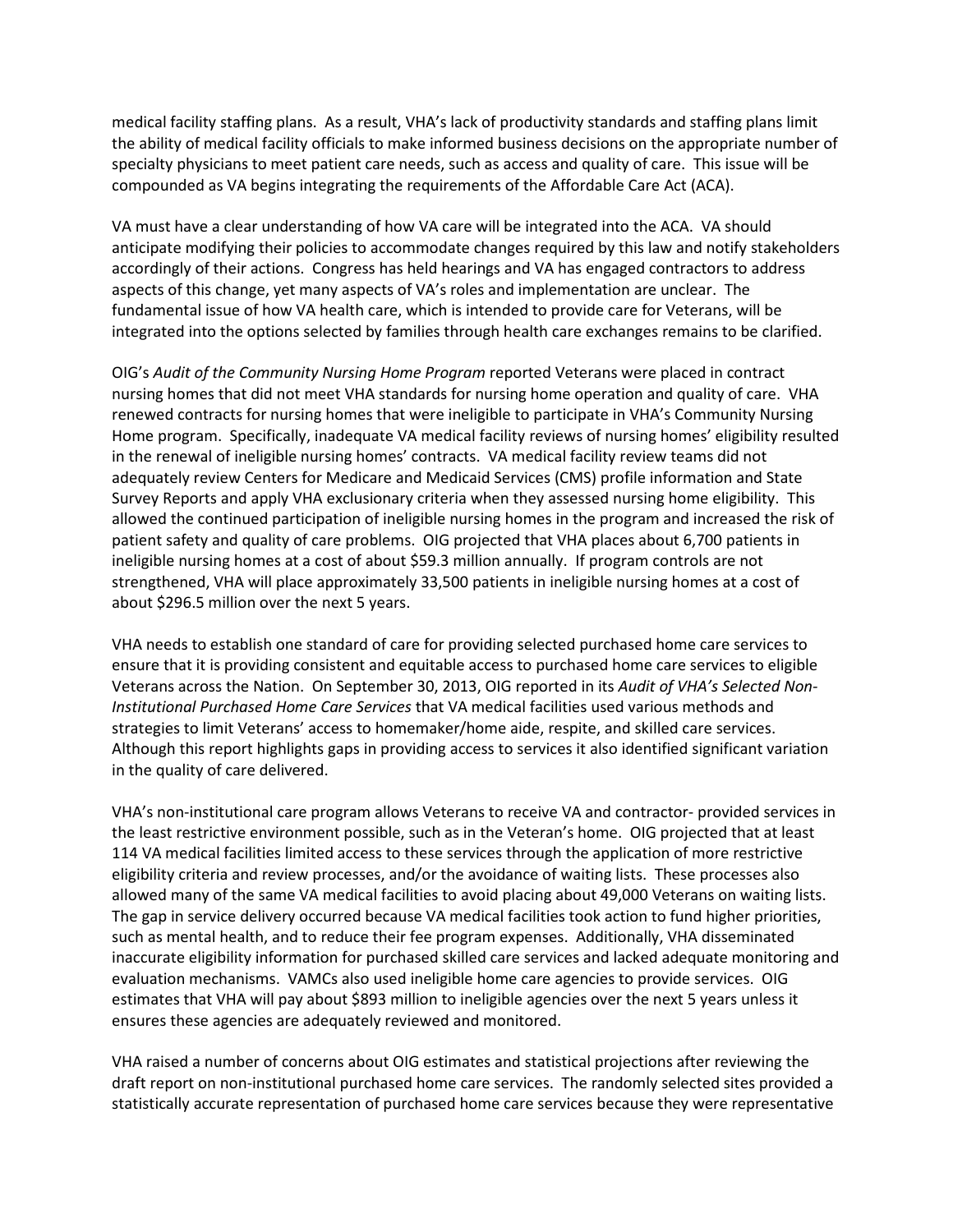medical facility staffing plans. As a result, VHA's lack of productivity standards and staffing plans limit the ability of medical facility officials to make informed business decisions on the appropriate number of specialty physicians to meet patient care needs, such as access and quality of care. This issue will be compounded as VA begins integrating the requirements of the Affordable Care Act (ACA).

VA must have a clear understanding of how VA care will be integrated into the ACA. VA should anticipate modifying their policies to accommodate changes required by this law and notify stakeholders accordingly of their actions. Congress has held hearings and VA has engaged contractors to address aspects of this change, yet many aspects of VA's roles and implementation are unclear. The fundamental issue of how VA health care, which is intended to provide care for Veterans, will be integrated into the options selected by families through health care exchanges remains to be clarified.

OIG's *Audit of the Community Nursing Home Program* reported Veterans were placed in contract nursing homes that did not meet VHA standards for nursing home operation and quality of care. VHA renewed contracts for nursing homes that were ineligible to participate in VHA's Community Nursing Home program. Specifically, inadequate VA medical facility reviews of nursing homes' eligibility resulted in the renewal of ineligible nursing homes' contracts. VA medical facility review teams did not adequately review Centers for Medicare and Medicaid Services (CMS) profile information and State Survey Reports and apply VHA exclusionary criteria when they assessed nursing home eligibility. This allowed the continued participation of ineligible nursing homes in the program and increased the risk of patient safety and quality of care problems. OIG projected that VHA places about 6,700 patients in ineligible nursing homes at a cost of about $59.3 million annually. If program controls are not strengthened, VHA will place approximately 33,500 patients in ineligible nursing homes at a cost of about $296.5 million over the next 5 years.

VHA needs to establish one standard of care for providing selected purchased home care services to ensure that it is providing consistent and equitable access to purchased home care services to eligible Veterans across the Nation. On September 30, 2013, OIG reported in its *Audit of VHA's Selected Non-Institutional Purchased Home Care Services* that VA medical facilities used various methods and strategies to limit Veterans' access to homemaker/home aide, respite, and skilled care services. Although this report highlights gaps in providing access to services it also identified significant variation in the quality of care delivered.

VHA's non-institutional care program allows Veterans to receive VA and contractor- provided services in the least restrictive environment possible, such as in the Veteran's home. OIG projected that at least 114 VA medical facilities limited access to these services through the application of more restrictive eligibility criteria and review processes, and/or the avoidance of waiting lists. These processes also allowed many of the same VA medical facilities to avoid placing about 49,000 Veterans on waiting lists. The gap in service delivery occurred because VA medical facilities took action to fund higher priorities, such as mental health, and to reduce their fee program expenses. Additionally, VHA disseminated inaccurate eligibility information for purchased skilled care services and lacked adequate monitoring and evaluation mechanisms. VAMCs also used ineligible home care agencies to provide services. OIG estimates that VHA will pay about $893 million to ineligible agencies over the next 5 years unless it ensures these agencies are adequately reviewed and monitored.

VHA raised a number of concerns about OIG estimates and statistical projections after reviewing the draft report on non-institutional purchased home care services. The randomly selected sites provided a statistically accurate representation of purchased home care services because they were representative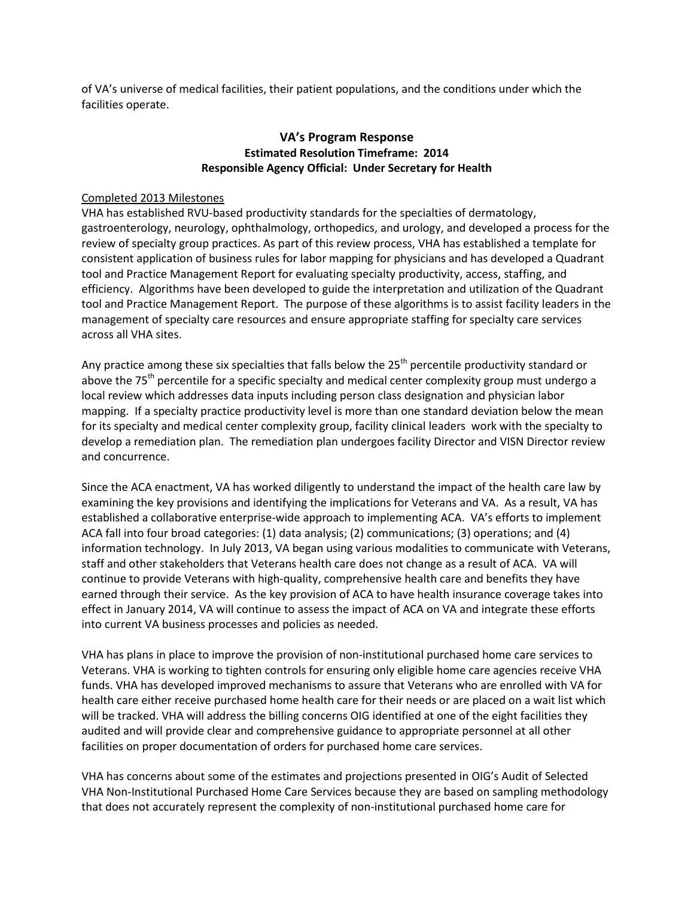of VA's universe of medical facilities, their patient populations, and the conditions under which the facilities operate.

### VA's Program Response

**Estimated Resolution Timeframe: 2014**

**Responsible Agency Official: Under Secretary for Health**

Completed 2013 Milestones

VHA has established RVU-based productivity standards for the specialties of dermatology, gastroenterology, neurology, ophthalmology, orthopedics, and urology, and developed a process for the review of specialty group practices. As part of this review process, VHA has established a template for consistent application of business rules for labor mapping for physicians and has developed a Quadrant tool and Practice Management Report for evaluating specialty productivity, access, staffing, and efficiency. Algorithms have been developed to guide the interpretation and utilization of the Quadrant tool and Practice Management Report. The purpose of these algorithms is to assist facility leaders in the management of specialty care resources and ensure appropriate staffing for specialty care services across all VHA sites.

Any practice among these six specialties that falls below the 25th percentile productivity standard or above the 75th percentile for a specific specialty and medical center complexity group must undergo a local review which addresses data inputs including person class designation and physician labor mapping. If a specialty practice productivity level is more than one standard deviation below the mean for its specialty and medical center complexity group, facility clinical leaders work with the specialty to develop a remediation plan. The remediation plan undergoes facility Director and VISN Director review and concurrence.

Since the ACA enactment, VA has worked diligently to understand the impact of the health care law by examining the key provisions and identifying the implications for Veterans and VA. As a result, VA has established a collaborative enterprise-wide approach to implementing ACA. VA's efforts to implement ACA fall into four broad categories: (1) data analysis; (2) communications; (3) operations; and (4) information technology. In July 2013, VA began using various modalities to communicate with Veterans, staff and other stakeholders that Veterans health care does not change as a result of ACA. VA will continue to provide Veterans with high-quality, comprehensive health care and benefits they have earned through their service. As the key provision of ACA to have health insurance coverage takes into effect in January 2014, VA will continue to assess the impact of ACA on VA and integrate these efforts into current VA business processes and policies as needed.

VHA has plans in place to improve the provision of non-institutional purchased home care services to Veterans. VHA is working to tighten controls for ensuring only eligible home care agencies receive VHA funds. VHA has developed improved mechanisms to assure that Veterans who are enrolled with VA for health care either receive purchased home health care for their needs or are placed on a wait list which will be tracked. VHA will address the billing concerns OIG identified at one of the eight facilities they audited and will provide clear and comprehensive guidance to appropriate personnel at all other facilities on proper documentation of orders for purchased home care services.

VHA has concerns about some of the estimates and projections presented in OIG's Audit of Selected VHA Non-Institutional Purchased Home Care Services because they are based on sampling methodology that does not accurately represent the complexity of non-institutional purchased home care for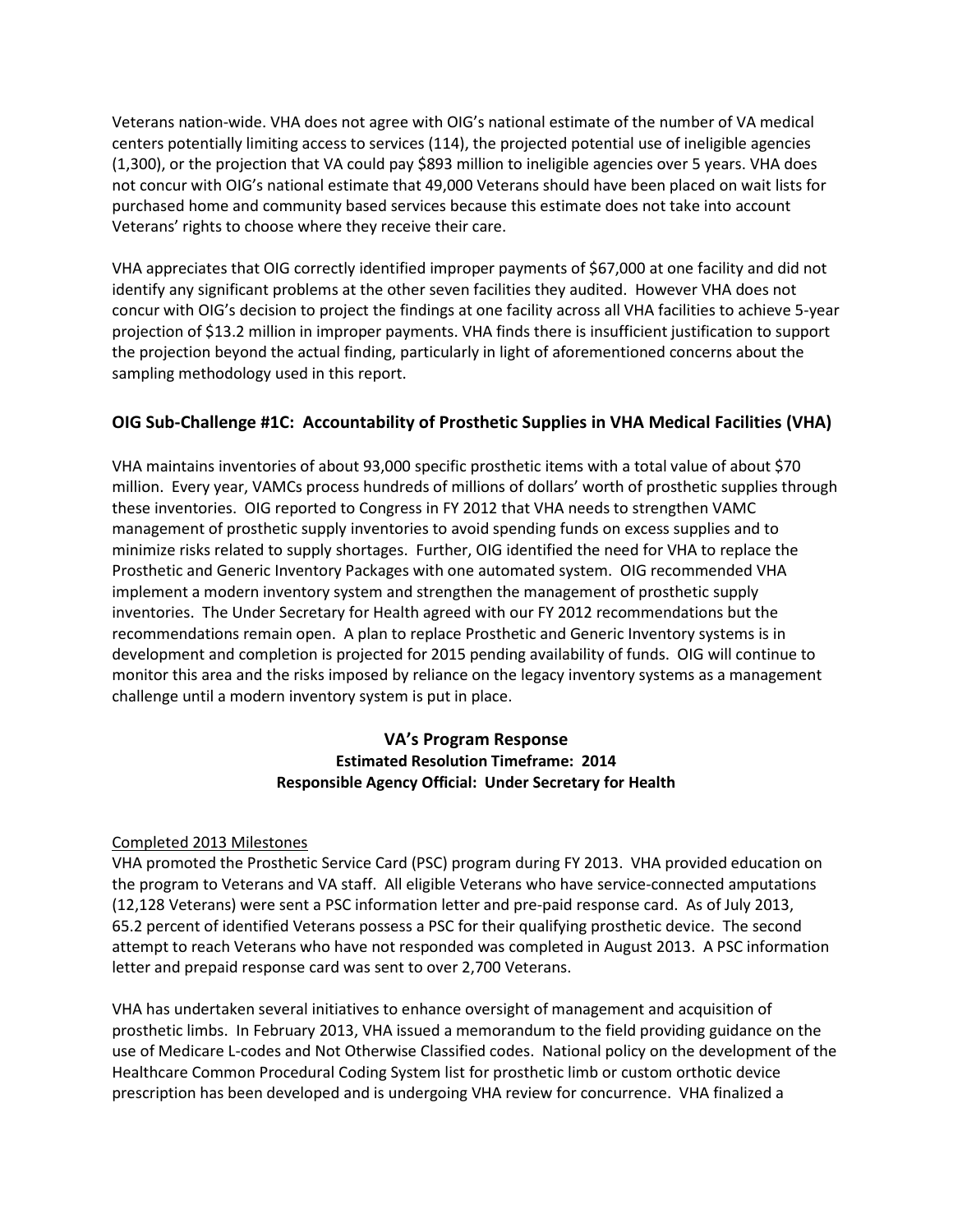Veterans nation-wide. VHA does not agree with OIG's national estimate of the number of VA medical centers potentially limiting access to services (114), the projected potential use of ineligible agencies (1,300), or the projection that VA could pay $893 million to ineligible agencies over 5 years. VHA does not concur with OIG's national estimate that 49,000 Veterans should have been placed on wait lists for purchased home and community based services because this estimate does not take into account Veterans' rights to choose where they receive their care.

VHA appreciates that OIG correctly identified improper payments of $67,000 at one facility and did not identify any significant problems at the other seven facilities they audited. However VHA does not concur with OIG's decision to project the findings at one facility across all VHA facilities to achieve 5-year projection of $13.2 million in improper payments. VHA finds there is insufficient justification to support the projection beyond the actual finding, particularly in light of aforementioned concerns about the sampling methodology used in this report.

### OIG Sub-Challenge #1C: Accountability of Prosthetic Supplies in VHA Medical Facilities (VHA)

VHA maintains inventories of about 93,000 specific prosthetic items with a total value of about $70 million. Every year, VAMCs process hundreds of millions of dollars' worth of prosthetic supplies through these inventories. OIG reported to Congress in FY 2012 that VHA needs to strengthen VAMC management of prosthetic supply inventories to avoid spending funds on excess supplies and to minimize risks related to supply shortages. Further, OIG identified the need for VHA to replace the Prosthetic and Generic Inventory Packages with one automated system. OIG recommended VHA implement a modern inventory system and strengthen the management of prosthetic supply inventories. The Under Secretary for Health agreed with our FY 2012 recommendations but the recommendations remain open. A plan to replace Prosthetic and Generic Inventory systems is in development and completion is projected for 2015 pending availability of funds. OIG will continue to monitor this area and the risks imposed by reliance on the legacy inventory systems as a management challenge until a modern inventory system is put in place.

**VA's Program Response**
**Estimated Resolution Timeframe: 2014**
**Responsible Agency Official: Under Secretary for Health**

Completed 2013 Milestones

VHA promoted the Prosthetic Service Card (PSC) program during FY 2013. VHA provided education on the program to Veterans and VA staff. All eligible Veterans who have service-connected amputations (12,128 Veterans) were sent a PSC information letter and pre-paid response card. As of July 2013, 65.2 percent of identified Veterans possess a PSC for their qualifying prosthetic device. The second attempt to reach Veterans who have not responded was completed in August 2013. A PSC information letter and prepaid response card was sent to over 2,700 Veterans.

VHA has undertaken several initiatives to enhance oversight of management and acquisition of prosthetic limbs. In February 2013, VHA issued a memorandum to the field providing guidance on the use of Medicare L-codes and Not Otherwise Classified codes. National policy on the development of the Healthcare Common Procedural Coding System list for prosthetic limb or custom orthotic device prescription has been developed and is undergoing VHA review for concurrence. VHA finalized a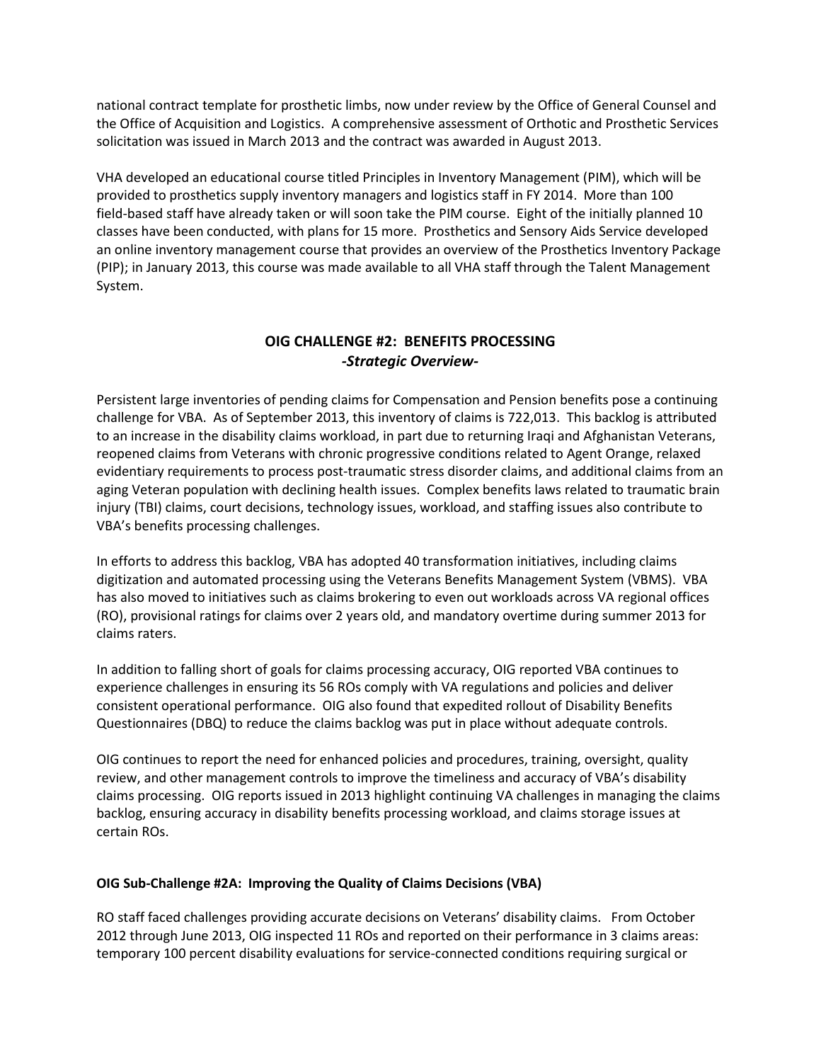national contract template for prosthetic limbs, now under review by the Office of General Counsel and the Office of Acquisition and Logistics. A comprehensive assessment of Orthotic and Prosthetic Services solicitation was issued in March 2013 and the contract was awarded in August 2013.

VHA developed an educational course titled Principles in Inventory Management (PIM), which will be provided to prosthetics supply inventory managers and logistics staff in FY 2014. More than 100 field-based staff have already taken or will soon take the PIM course. Eight of the initially planned 10 classes have been conducted, with plans for 15 more. Prosthetics and Sensory Aids Service developed an online inventory management course that provides an overview of the Prosthetics Inventory Package (PIP); in January 2013, this course was made available to all VHA staff through the Talent Management System.

## OIG CHALLENGE #2: BENEFITS PROCESSING
### *-Strategic Overview-*

Persistent large inventories of pending claims for Compensation and Pension benefits pose a continuing challenge for VBA. As of September 2013, this inventory of claims is 722,013. This backlog is attributed to an increase in the disability claims workload, in part due to returning Iraqi and Afghanistan Veterans, reopened claims from Veterans with chronic progressive conditions related to Agent Orange, relaxed evidentiary requirements to process post-traumatic stress disorder claims, and additional claims from an aging Veteran population with declining health issues. Complex benefits laws related to traumatic brain injury (TBI) claims, court decisions, technology issues, workload, and staffing issues also contribute to VBA's benefits processing challenges.

In efforts to address this backlog, VBA has adopted 40 transformation initiatives, including claims digitization and automated processing using the Veterans Benefits Management System (VBMS). VBA has also moved to initiatives such as claims brokering to even out workloads across VA regional offices (RO), provisional ratings for claims over 2 years old, and mandatory overtime during summer 2013 for claims raters.

In addition to falling short of goals for claims processing accuracy, OIG reported VBA continues to experience challenges in ensuring its 56 ROs comply with VA regulations and policies and deliver consistent operational performance. OIG also found that expedited rollout of Disability Benefits Questionnaires (DBQ) to reduce the claims backlog was put in place without adequate controls.

OIG continues to report the need for enhanced policies and procedures, training, oversight, quality review, and other management controls to improve the timeliness and accuracy of VBA's disability claims processing. OIG reports issued in 2013 highlight continuing VA challenges in managing the claims backlog, ensuring accuracy in disability benefits processing workload, and claims storage issues at certain ROs.

#### OIG Sub-Challenge #2A: Improving the Quality of Claims Decisions (VBA)

RO staff faced challenges providing accurate decisions on Veterans' disability claims. From October 2012 through June 2013, OIG inspected 11 ROs and reported on their performance in 3 claims areas: temporary 100 percent disability evaluations for service-connected conditions requiring surgical or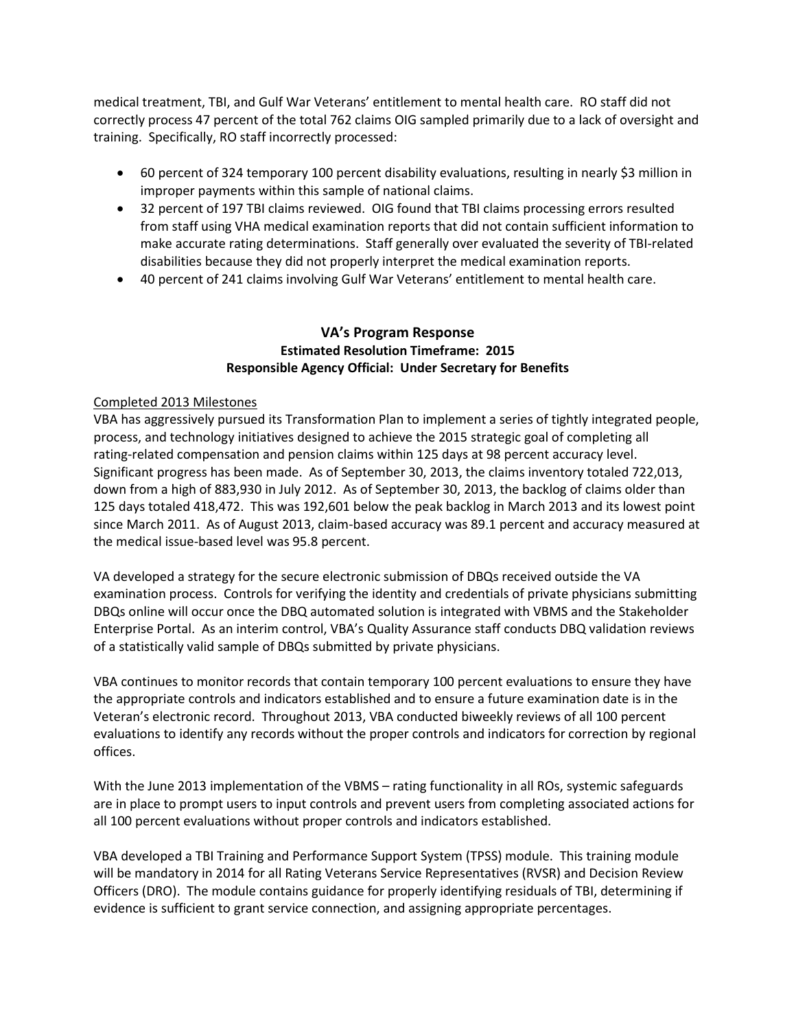medical treatment, TBI, and Gulf War Veterans' entitlement to mental health care. RO staff did not correctly process 47 percent of the total 762 claims OIG sampled primarily due to a lack of oversight and training. Specifically, RO staff incorrectly processed:

- 60 percent of 324 temporary 100 percent disability evaluations, resulting in nearly $3 million in improper payments within this sample of national claims.
- 32 percent of 197 TBI claims reviewed. OIG found that TBI claims processing errors resulted from staff using VHA medical examination reports that did not contain sufficient information to make accurate rating determinations. Staff generally over evaluated the severity of TBI-related disabilities because they did not properly interpret the medical examination reports.
- 40 percent of 241 claims involving Gulf War Veterans' entitlement to mental health care.

### VA's Program Response

**Estimated Resolution Timeframe: 2015**
**Responsible Agency Official: Under Secretary for Benefits**

Completed 2013 Milestones

VBA has aggressively pursued its Transformation Plan to implement a series of tightly integrated people, process, and technology initiatives designed to achieve the 2015 strategic goal of completing all rating-related compensation and pension claims within 125 days at 98 percent accuracy level. Significant progress has been made. As of September 30, 2013, the claims inventory totaled 722,013, down from a high of 883,930 in July 2012. As of September 30, 2013, the backlog of claims older than 125 days totaled 418,472. This was 192,601 below the peak backlog in March 2013 and its lowest point since March 2011. As of August 2013, claim-based accuracy was 89.1 percent and accuracy measured at the medical issue-based level was 95.8 percent.

VA developed a strategy for the secure electronic submission of DBQs received outside the VA examination process. Controls for verifying the identity and credentials of private physicians submitting DBQs online will occur once the DBQ automated solution is integrated with VBMS and the Stakeholder Enterprise Portal. As an interim control, VBA's Quality Assurance staff conducts DBQ validation reviews of a statistically valid sample of DBQs submitted by private physicians.

VBA continues to monitor records that contain temporary 100 percent evaluations to ensure they have the appropriate controls and indicators established and to ensure a future examination date is in the Veteran's electronic record. Throughout 2013, VBA conducted biweekly reviews of all 100 percent evaluations to identify any records without the proper controls and indicators for correction by regional offices.

With the June 2013 implementation of the VBMS – rating functionality in all ROs, systemic safeguards are in place to prompt users to input controls and prevent users from completing associated actions for all 100 percent evaluations without proper controls and indicators established.

VBA developed a TBI Training and Performance Support System (TPSS) module. This training module will be mandatory in 2014 for all Rating Veterans Service Representatives (RVSR) and Decision Review Officers (DRO). The module contains guidance for properly identifying residuals of TBI, determining if evidence is sufficient to grant service connection, and assigning appropriate percentages.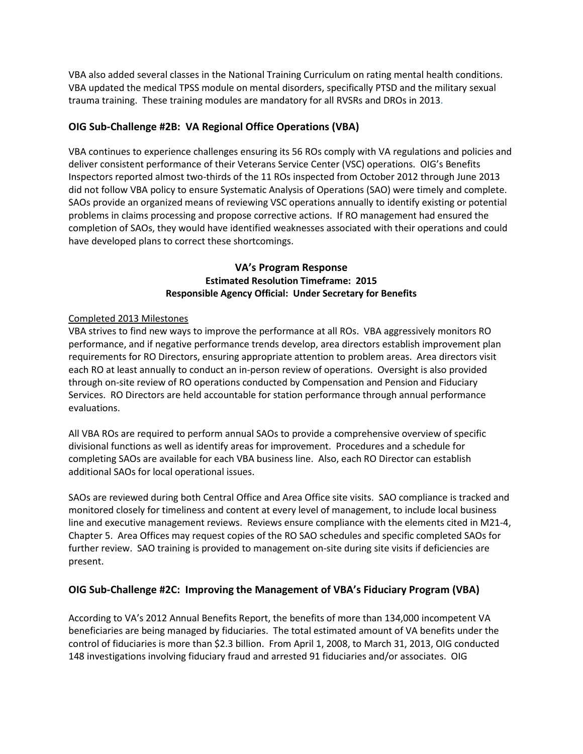VBA also added several classes in the National Training Curriculum on rating mental health conditions. VBA updated the medical TPSS module on mental disorders, specifically PTSD and the military sexual trauma training. These training modules are mandatory for all RVSRs and DROs in 2013.

### OIG Sub-Challenge #2B: VA Regional Office Operations (VBA)

VBA continues to experience challenges ensuring its 56 ROs comply with VA regulations and policies and deliver consistent performance of their Veterans Service Center (VSC) operations. OIG's Benefits Inspectors reported almost two-thirds of the 11 ROs inspected from October 2012 through June 2013 did not follow VBA policy to ensure Systematic Analysis of Operations (SAO) were timely and complete. SAOs provide an organized means of reviewing VSC operations annually to identify existing or potential problems in claims processing and propose corrective actions. If RO management had ensured the completion of SAOs, they would have identified weaknesses associated with their operations and could have developed plans to correct these shortcomings.

**VA's Program Response**
**Estimated Resolution Timeframe: 2015**
**Responsible Agency Official: Under Secretary for Benefits**

Completed 2013 Milestones

VBA strives to find new ways to improve the performance at all ROs. VBA aggressively monitors RO performance, and if negative performance trends develop, area directors establish improvement plan requirements for RO Directors, ensuring appropriate attention to problem areas. Area directors visit each RO at least annually to conduct an in-person review of operations. Oversight is also provided through on-site review of RO operations conducted by Compensation and Pension and Fiduciary Services. RO Directors are held accountable for station performance through annual performance evaluations.

All VBA ROs are required to perform annual SAOs to provide a comprehensive overview of specific divisional functions as well as identify areas for improvement. Procedures and a schedule for completing SAOs are available for each VBA business line. Also, each RO Director can establish additional SAOs for local operational issues.

SAOs are reviewed during both Central Office and Area Office site visits. SAO compliance is tracked and monitored closely for timeliness and content at every level of management, to include local business line and executive management reviews. Reviews ensure compliance with the elements cited in M21-4, Chapter 5. Area Offices may request copies of the RO SAO schedules and specific completed SAOs for further review. SAO training is provided to management on-site during site visits if deficiencies are present.

### OIG Sub-Challenge #2C: Improving the Management of VBA's Fiduciary Program (VBA)

According to VA's 2012 Annual Benefits Report, the benefits of more than 134,000 incompetent VA beneficiaries are being managed by fiduciaries. The total estimated amount of VA benefits under the control of fiduciaries is more than $2.3 billion. From April 1, 2008, to March 31, 2013, OIG conducted 148 investigations involving fiduciary fraud and arrested 91 fiduciaries and/or associates. OIG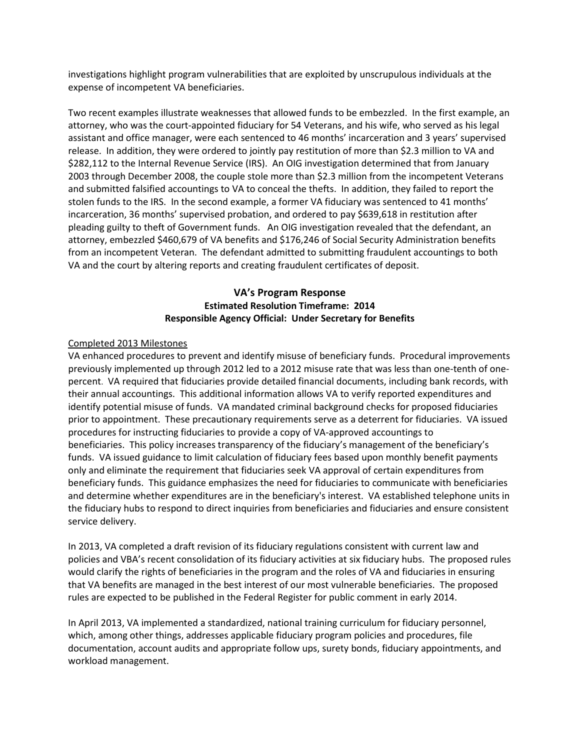investigations highlight program vulnerabilities that are exploited by unscrupulous individuals at the expense of incompetent VA beneficiaries.

Two recent examples illustrate weaknesses that allowed funds to be embezzled. In the first example, an attorney, who was the court-appointed fiduciary for 54 Veterans, and his wife, who served as his legal assistant and office manager, were each sentenced to 46 months' incarceration and 3 years' supervised release. In addition, they were ordered to jointly pay restitution of more than $2.3 million to VA and $282,112 to the Internal Revenue Service (IRS). An OIG investigation determined that from January 2003 through December 2008, the couple stole more than $2.3 million from the incompetent Veterans and submitted falsified accountings to VA to conceal the thefts. In addition, they failed to report the stolen funds to the IRS. In the second example, a former VA fiduciary was sentenced to 41 months' incarceration, 36 months' supervised probation, and ordered to pay $639,618 in restitution after pleading guilty to theft of Government funds. An OIG investigation revealed that the defendant, an attorney, embezzled $460,679 of VA benefits and $176,246 of Social Security Administration benefits from an incompetent Veteran. The defendant admitted to submitting fraudulent accountings to both VA and the court by altering reports and creating fraudulent certificates of deposit.

## VA's Program Response

**Estimated Resolution Timeframe: 2014**
**Responsible Agency Official: Under Secretary for Benefits**

Completed 2013 Milestones

VA enhanced procedures to prevent and identify misuse of beneficiary funds. Procedural improvements previously implemented up through 2012 led to a 2012 misuse rate that was less than one-tenth of one-percent. VA required that fiduciaries provide detailed financial documents, including bank records, with their annual accountings. This additional information allows VA to verify reported expenditures and identify potential misuse of funds. VA mandated criminal background checks for proposed fiduciaries prior to appointment. These precautionary requirements serve as a deterrent for fiduciaries. VA issued procedures for instructing fiduciaries to provide a copy of VA-approved accountings to beneficiaries. This policy increases transparency of the fiduciary's management of the beneficiary's funds. VA issued guidance to limit calculation of fiduciary fees based upon monthly benefit payments only and eliminate the requirement that fiduciaries seek VA approval of certain expenditures from beneficiary funds. This guidance emphasizes the need for fiduciaries to communicate with beneficiaries and determine whether expenditures are in the beneficiary's interest. VA established telephone units in the fiduciary hubs to respond to direct inquiries from beneficiaries and fiduciaries and ensure consistent service delivery.

In 2013, VA completed a draft revision of its fiduciary regulations consistent with current law and policies and VBA's recent consolidation of its fiduciary activities at six fiduciary hubs. The proposed rules would clarify the rights of beneficiaries in the program and the roles of VA and fiduciaries in ensuring that VA benefits are managed in the best interest of our most vulnerable beneficiaries. The proposed rules are expected to be published in the Federal Register for public comment in early 2014.

In April 2013, VA implemented a standardized, national training curriculum for fiduciary personnel, which, among other things, addresses applicable fiduciary program policies and procedures, file documentation, account audits and appropriate follow ups, surety bonds, fiduciary appointments, and workload management.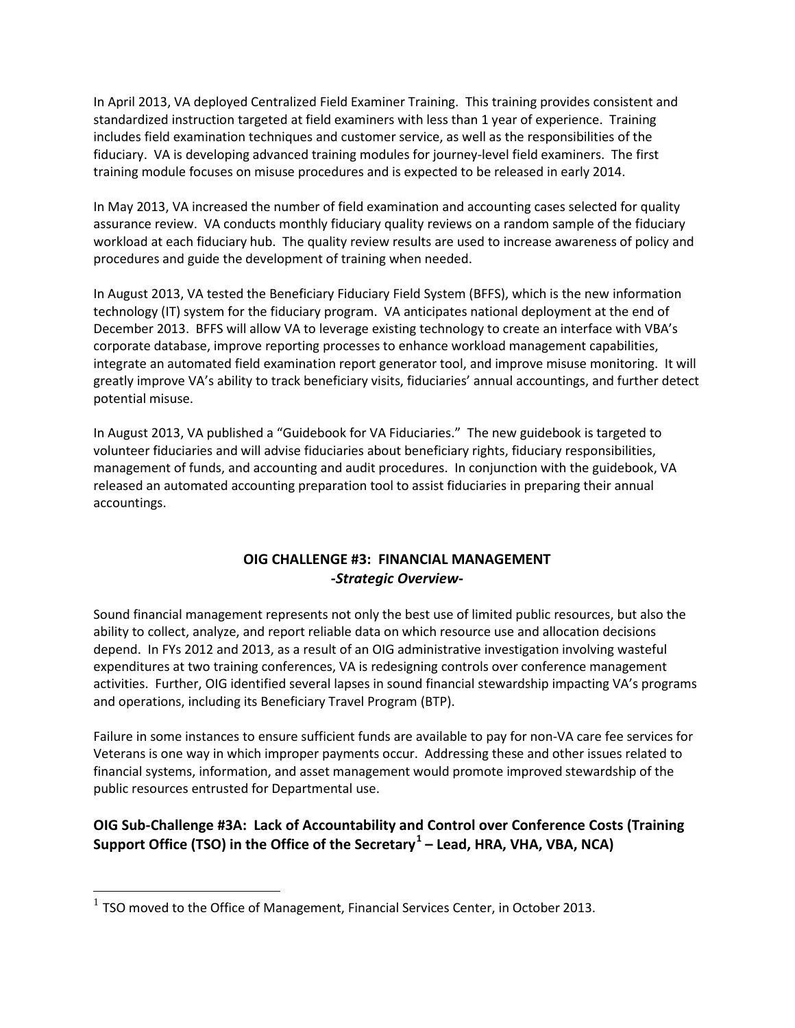In April 2013, VA deployed Centralized Field Examiner Training. This training provides consistent and standardized instruction targeted at field examiners with less than 1 year of experience. Training includes field examination techniques and customer service, as well as the responsibilities of the fiduciary. VA is developing advanced training modules for journey-level field examiners. The first training module focuses on misuse procedures and is expected to be released in early 2014.

In May 2013, VA increased the number of field examination and accounting cases selected for quality assurance review. VA conducts monthly fiduciary quality reviews on a random sample of the fiduciary workload at each fiduciary hub. The quality review results are used to increase awareness of policy and procedures and guide the development of training when needed.

In August 2013, VA tested the Beneficiary Fiduciary Field System (BFFS), which is the new information technology (IT) system for the fiduciary program. VA anticipates national deployment at the end of December 2013. BFFS will allow VA to leverage existing technology to create an interface with VBA's corporate database, improve reporting processes to enhance workload management capabilities, integrate an automated field examination report generator tool, and improve misuse monitoring. It will greatly improve VA's ability to track beneficiary visits, fiduciaries' annual accountings, and further detect potential misuse.

In August 2013, VA published a "Guidebook for VA Fiduciaries." The new guidebook is targeted to volunteer fiduciaries and will advise fiduciaries about beneficiary rights, fiduciary responsibilities, management of funds, and accounting and audit procedures. In conjunction with the guidebook, VA released an automated accounting preparation tool to assist fiduciaries in preparing their annual accountings.

## OIG CHALLENGE #3: FINANCIAL MANAGEMENT

***-Strategic Overview-***

Sound financial management represents not only the best use of limited public resources, but also the ability to collect, analyze, and report reliable data on which resource use and allocation decisions depend. In FYs 2012 and 2013, as a result of an OIG administrative investigation involving wasteful expenditures at two training conferences, VA is redesigning controls over conference management activities. Further, OIG identified several lapses in sound financial stewardship impacting VA's programs and operations, including its Beneficiary Travel Program (BTP).

Failure in some instances to ensure sufficient funds are available to pay for non-VA care fee services for Veterans is one way in which improper payments occur. Addressing these and other issues related to financial systems, information, and asset management would promote improved stewardship of the public resources entrusted for Departmental use.

### OIG Sub-Challenge #3A: Lack of Accountability and Control over Conference Costs (Training Support Office (TSO) in the Office of the Secretary[1] – Lead, HRA, VHA, VBA, NCA)

---

[1] TSO moved to the Office of Management, Financial Services Center, in October 2013.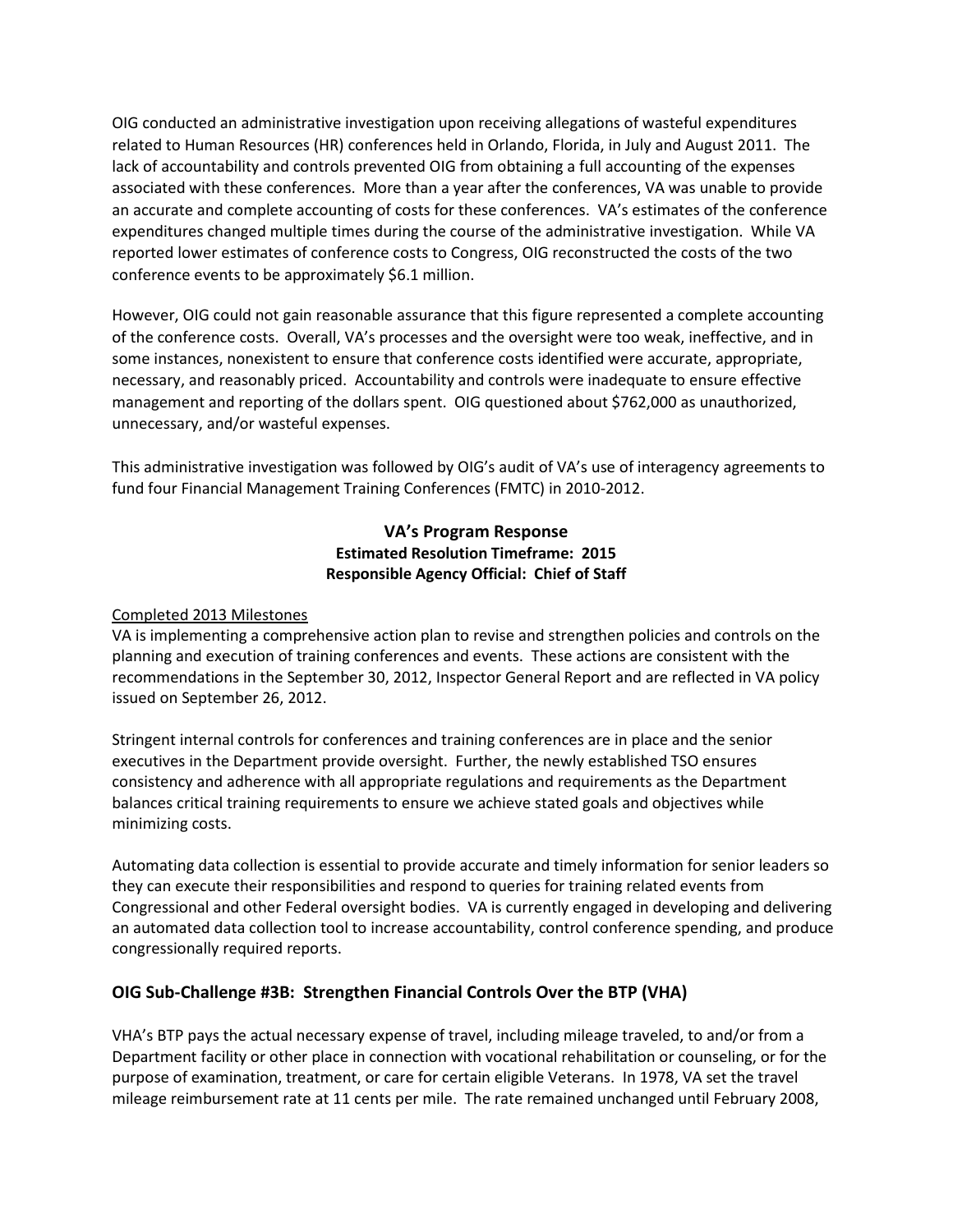OIG conducted an administrative investigation upon receiving allegations of wasteful expenditures related to Human Resources (HR) conferences held in Orlando, Florida, in July and August 2011. The lack of accountability and controls prevented OIG from obtaining a full accounting of the expenses associated with these conferences. More than a year after the conferences, VA was unable to provide an accurate and complete accounting of costs for these conferences. VA's estimates of the conference expenditures changed multiple times during the course of the administrative investigation. While VA reported lower estimates of conference costs to Congress, OIG reconstructed the costs of the two conference events to be approximately $6.1 million.

However, OIG could not gain reasonable assurance that this figure represented a complete accounting of the conference costs. Overall, VA's processes and the oversight were too weak, ineffective, and in some instances, nonexistent to ensure that conference costs identified were accurate, appropriate, necessary, and reasonably priced. Accountability and controls were inadequate to ensure effective management and reporting of the dollars spent. OIG questioned about $762,000 as unauthorized, unnecessary, and/or wasteful expenses.

This administrative investigation was followed by OIG's audit of VA's use of interagency agreements to fund four Financial Management Training Conferences (FMTC) in 2010-2012.

**VA's Program Response**
**Estimated Resolution Timeframe: 2015**
**Responsible Agency Official: Chief of Staff**

Completed 2013 Milestones

VA is implementing a comprehensive action plan to revise and strengthen policies and controls on the planning and execution of training conferences and events. These actions are consistent with the recommendations in the September 30, 2012, Inspector General Report and are reflected in VA policy issued on September 26, 2012.

Stringent internal controls for conferences and training conferences are in place and the senior executives in the Department provide oversight. Further, the newly established TSO ensures consistency and adherence with all appropriate regulations and requirements as the Department balances critical training requirements to ensure we achieve stated goals and objectives while minimizing costs.

Automating data collection is essential to provide accurate and timely information for senior leaders so they can execute their responsibilities and respond to queries for training related events from Congressional and other Federal oversight bodies. VA is currently engaged in developing and delivering an automated data collection tool to increase accountability, control conference spending, and produce congressionally required reports.

### OIG Sub-Challenge #3B: Strengthen Financial Controls Over the BTP (VHA)

VHA's BTP pays the actual necessary expense of travel, including mileage traveled, to and/or from a Department facility or other place in connection with vocational rehabilitation or counseling, or for the purpose of examination, treatment, or care for certain eligible Veterans. In 1978, VA set the travel mileage reimbursement rate at 11 cents per mile. The rate remained unchanged until February 2008,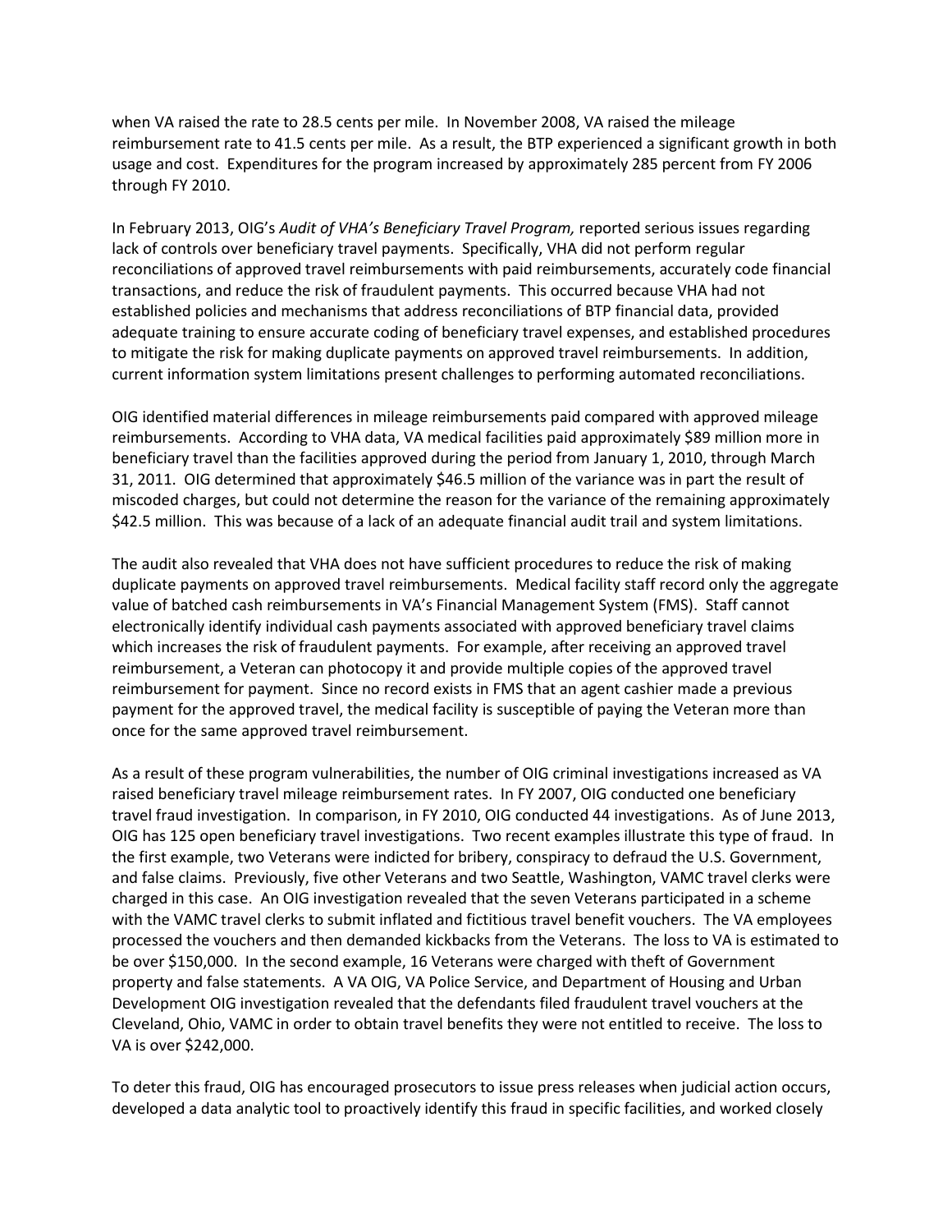when VA raised the rate to 28.5 cents per mile. In November 2008, VA raised the mileage reimbursement rate to 41.5 cents per mile. As a result, the BTP experienced a significant growth in both usage and cost. Expenditures for the program increased by approximately 285 percent from FY 2006 through FY 2010.

In February 2013, OIG's *Audit of VHA's Beneficiary Travel Program,* reported serious issues regarding lack of controls over beneficiary travel payments. Specifically, VHA did not perform regular reconciliations of approved travel reimbursements with paid reimbursements, accurately code financial transactions, and reduce the risk of fraudulent payments. This occurred because VHA had not established policies and mechanisms that address reconciliations of BTP financial data, provided adequate training to ensure accurate coding of beneficiary travel expenses, and established procedures to mitigate the risk for making duplicate payments on approved travel reimbursements. In addition, current information system limitations present challenges to performing automated reconciliations.

OIG identified material differences in mileage reimbursements paid compared with approved mileage reimbursements. According to VHA data, VA medical facilities paid approximately $89 million more in beneficiary travel than the facilities approved during the period from January 1, 2010, through March 31, 2011. OIG determined that approximately $46.5 million of the variance was in part the result of miscoded charges, but could not determine the reason for the variance of the remaining approximately $42.5 million. This was because of a lack of an adequate financial audit trail and system limitations.

The audit also revealed that VHA does not have sufficient procedures to reduce the risk of making duplicate payments on approved travel reimbursements. Medical facility staff record only the aggregate value of batched cash reimbursements in VA's Financial Management System (FMS). Staff cannot electronically identify individual cash payments associated with approved beneficiary travel claims which increases the risk of fraudulent payments. For example, after receiving an approved travel reimbursement, a Veteran can photocopy it and provide multiple copies of the approved travel reimbursement for payment. Since no record exists in FMS that an agent cashier made a previous payment for the approved travel, the medical facility is susceptible of paying the Veteran more than once for the same approved travel reimbursement.

As a result of these program vulnerabilities, the number of OIG criminal investigations increased as VA raised beneficiary travel mileage reimbursement rates. In FY 2007, OIG conducted one beneficiary travel fraud investigation. In comparison, in FY 2010, OIG conducted 44 investigations. As of June 2013, OIG has 125 open beneficiary travel investigations. Two recent examples illustrate this type of fraud. In the first example, two Veterans were indicted for bribery, conspiracy to defraud the U.S. Government, and false claims. Previously, five other Veterans and two Seattle, Washington, VAMC travel clerks were charged in this case. An OIG investigation revealed that the seven Veterans participated in a scheme with the VAMC travel clerks to submit inflated and fictitious travel benefit vouchers. The VA employees processed the vouchers and then demanded kickbacks from the Veterans. The loss to VA is estimated to be over $150,000. In the second example, 16 Veterans were charged with theft of Government property and false statements. A VA OIG, VA Police Service, and Department of Housing and Urban Development OIG investigation revealed that the defendants filed fraudulent travel vouchers at the Cleveland, Ohio, VAMC in order to obtain travel benefits they were not entitled to receive. The loss to VA is over $242,000.

To deter this fraud, OIG has encouraged prosecutors to issue press releases when judicial action occurs, developed a data analytic tool to proactively identify this fraud in specific facilities, and worked closely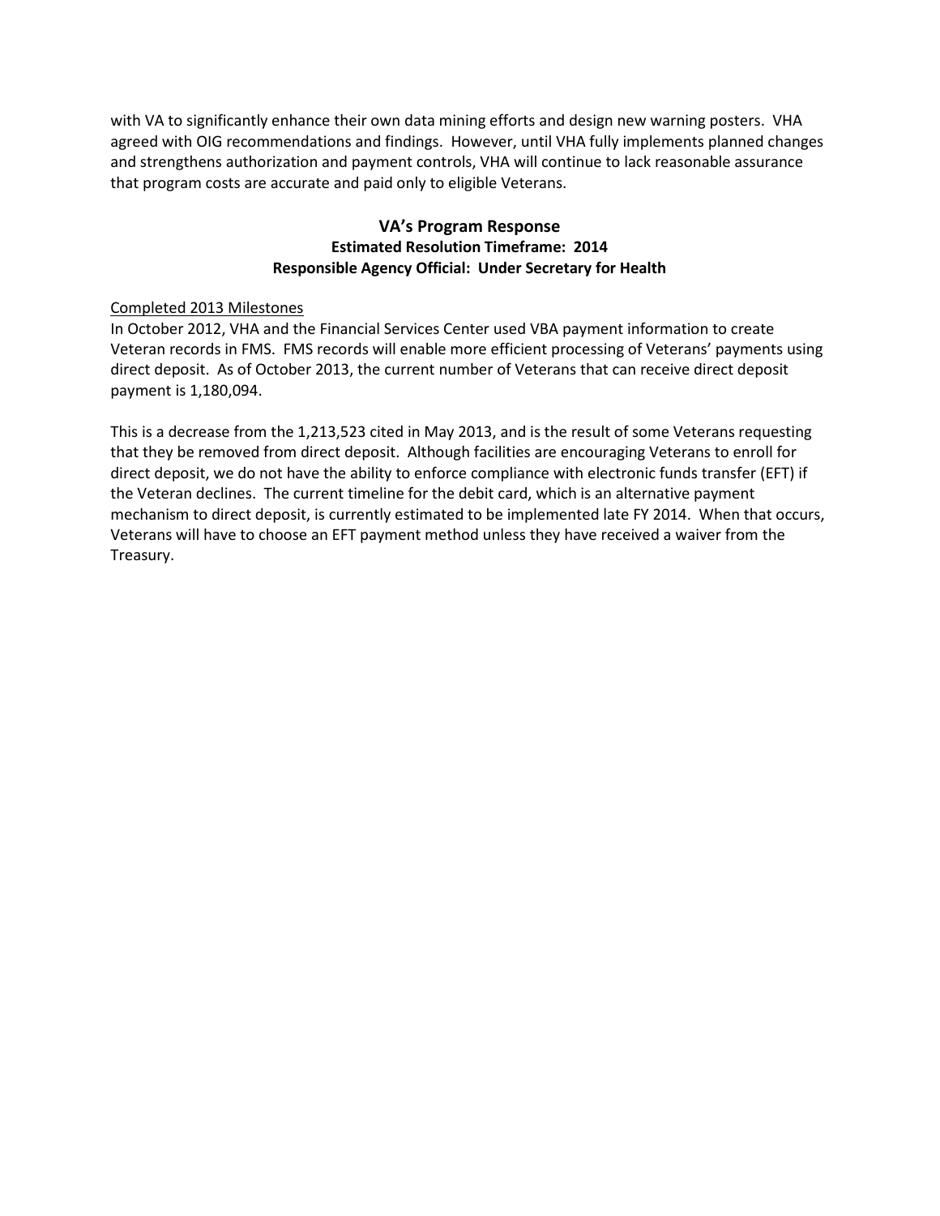with VA to significantly enhance their own data mining efforts and design new warning posters. VHA agreed with OIG recommendations and findings. However, until VHA fully implements planned changes and strengthens authorization and payment controls, VHA will continue to lack reasonable assurance that program costs are accurate and paid only to eligible Veterans.

## VA's Program Response

**Estimated Resolution Timeframe: 2014**

**Responsible Agency Official: Under Secretary for Health**

Completed 2013 Milestones

In October 2012, VHA and the Financial Services Center used VBA payment information to create Veteran records in FMS. FMS records will enable more efficient processing of Veterans' payments using direct deposit. As of October 2013, the current number of Veterans that can receive direct deposit payment is 1,180,094.

This is a decrease from the 1,213,523 cited in May 2013, and is the result of some Veterans requesting that they be removed from direct deposit. Although facilities are encouraging Veterans to enroll for direct deposit, we do not have the ability to enforce compliance with electronic funds transfer (EFT) if the Veteran declines. The current timeline for the debit card, which is an alternative payment mechanism to direct deposit, is currently estimated to be implemented late FY 2014. When that occurs, Veterans will have to choose an EFT payment method unless they have received a waiver from the Treasury.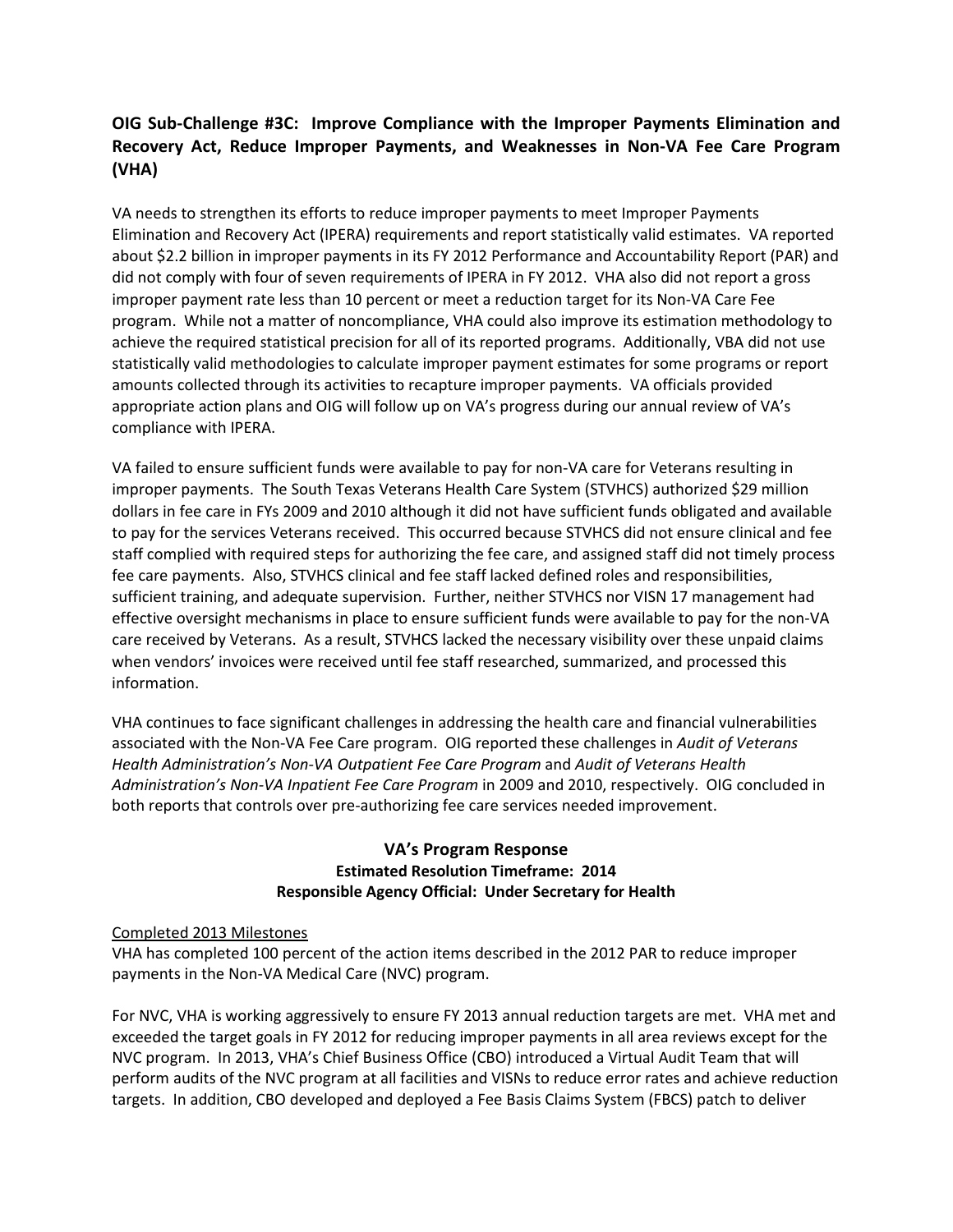**OIG Sub-Challenge #3C: Improve Compliance with the Improper Payments Elimination and Recovery Act, Reduce Improper Payments, and Weaknesses in Non-VA Fee Care Program (VHA)**

VA needs to strengthen its efforts to reduce improper payments to meet Improper Payments Elimination and Recovery Act (IPERA) requirements and report statistically valid estimates. VA reported about $2.2 billion in improper payments in its FY 2012 Performance and Accountability Report (PAR) and did not comply with four of seven requirements of IPERA in FY 2012. VHA also did not report a gross improper payment rate less than 10 percent or meet a reduction target for its Non-VA Care Fee program. While not a matter of noncompliance, VHA could also improve its estimation methodology to achieve the required statistical precision for all of its reported programs. Additionally, VBA did not use statistically valid methodologies to calculate improper payment estimates for some programs or report amounts collected through its activities to recapture improper payments. VA officials provided appropriate action plans and OIG will follow up on VA's progress during our annual review of VA's compliance with IPERA.

VA failed to ensure sufficient funds were available to pay for non-VA care for Veterans resulting in improper payments. The South Texas Veterans Health Care System (STVHCS) authorized $29 million dollars in fee care in FYs 2009 and 2010 although it did not have sufficient funds obligated and available to pay for the services Veterans received. This occurred because STVHCS did not ensure clinical and fee staff complied with required steps for authorizing the fee care, and assigned staff did not timely process fee care payments. Also, STVHCS clinical and fee staff lacked defined roles and responsibilities, sufficient training, and adequate supervision. Further, neither STVHCS nor VISN 17 management had effective oversight mechanisms in place to ensure sufficient funds were available to pay for the non-VA care received by Veterans. As a result, STVHCS lacked the necessary visibility over these unpaid claims when vendors' invoices were received until fee staff researched, summarized, and processed this information.

VHA continues to face significant challenges in addressing the health care and financial vulnerabilities associated with the Non-VA Fee Care program. OIG reported these challenges in *Audit of Veterans Health Administration's Non-VA Outpatient Fee Care Program* and *Audit of Veterans Health Administration's Non-VA Inpatient Fee Care Program* in 2009 and 2010, respectively. OIG concluded in both reports that controls over pre-authorizing fee care services needed improvement.

**VA's Program Response**
**Estimated Resolution Timeframe: 2014**
**Responsible Agency Official: Under Secretary for Health**

Completed 2013 Milestones

VHA has completed 100 percent of the action items described in the 2012 PAR to reduce improper payments in the Non-VA Medical Care (NVC) program.

For NVC, VHA is working aggressively to ensure FY 2013 annual reduction targets are met. VHA met and exceeded the target goals in FY 2012 for reducing improper payments in all area reviews except for the NVC program. In 2013, VHA's Chief Business Office (CBO) introduced a Virtual Audit Team that will perform audits of the NVC program at all facilities and VISNs to reduce error rates and achieve reduction targets. In addition, CBO developed and deployed a Fee Basis Claims System (FBCS) patch to deliver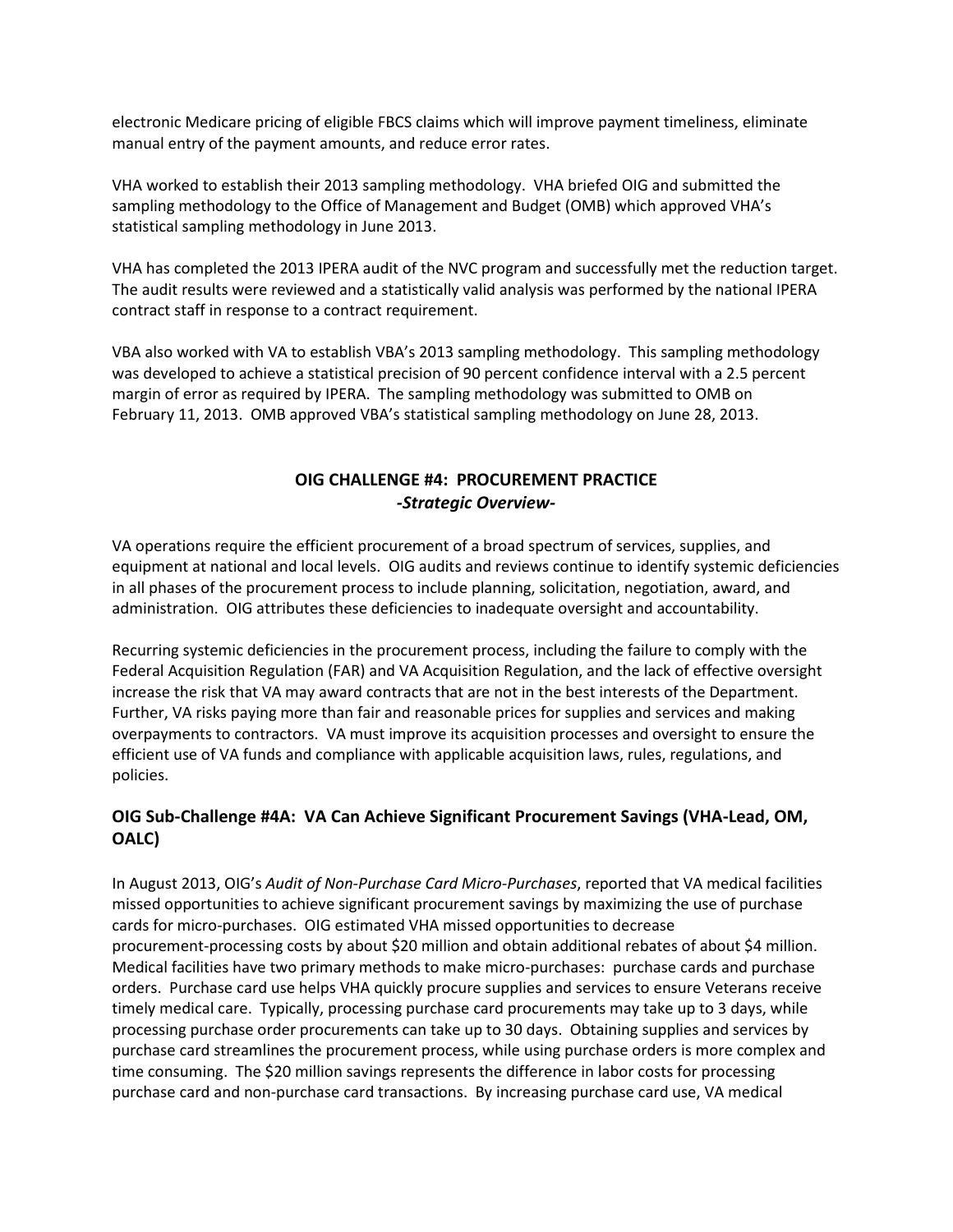electronic Medicare pricing of eligible FBCS claims which will improve payment timeliness, eliminate manual entry of the payment amounts, and reduce error rates.

VHA worked to establish their 2013 sampling methodology. VHA briefed OIG and submitted the sampling methodology to the Office of Management and Budget (OMB) which approved VHA's statistical sampling methodology in June 2013.

VHA has completed the 2013 IPERA audit of the NVC program and successfully met the reduction target. The audit results were reviewed and a statistically valid analysis was performed by the national IPERA contract staff in response to a contract requirement.

VBA also worked with VA to establish VBA's 2013 sampling methodology. This sampling methodology was developed to achieve a statistical precision of 90 percent confidence interval with a 2.5 percent margin of error as required by IPERA. The sampling methodology was submitted to OMB on February 11, 2013. OMB approved VBA's statistical sampling methodology on June 28, 2013.

## OIG CHALLENGE #4: PROCUREMENT PRACTICE
### *-Strategic Overview-*

VA operations require the efficient procurement of a broad spectrum of services, supplies, and equipment at national and local levels. OIG audits and reviews continue to identify systemic deficiencies in all phases of the procurement process to include planning, solicitation, negotiation, award, and administration. OIG attributes these deficiencies to inadequate oversight and accountability.

Recurring systemic deficiencies in the procurement process, including the failure to comply with the Federal Acquisition Regulation (FAR) and VA Acquisition Regulation, and the lack of effective oversight increase the risk that VA may award contracts that are not in the best interests of the Department. Further, VA risks paying more than fair and reasonable prices for supplies and services and making overpayments to contractors. VA must improve its acquisition processes and oversight to ensure the efficient use of VA funds and compliance with applicable acquisition laws, rules, regulations, and policies.

### OIG Sub-Challenge #4A: VA Can Achieve Significant Procurement Savings (VHA-Lead, OM, OALC)

In August 2013, OIG's *Audit of Non-Purchase Card Micro-Purchases*, reported that VA medical facilities missed opportunities to achieve significant procurement savings by maximizing the use of purchase cards for micro-purchases. OIG estimated VHA missed opportunities to decrease procurement-processing costs by about $20 million and obtain additional rebates of about $4 million. Medical facilities have two primary methods to make micro-purchases: purchase cards and purchase orders. Purchase card use helps VHA quickly procure supplies and services to ensure Veterans receive timely medical care. Typically, processing purchase card procurements may take up to 3 days, while processing purchase order procurements can take up to 30 days. Obtaining supplies and services by purchase card streamlines the procurement process, while using purchase orders is more complex and time consuming. The $20 million savings represents the difference in labor costs for processing purchase card and non-purchase card transactions. By increasing purchase card use, VA medical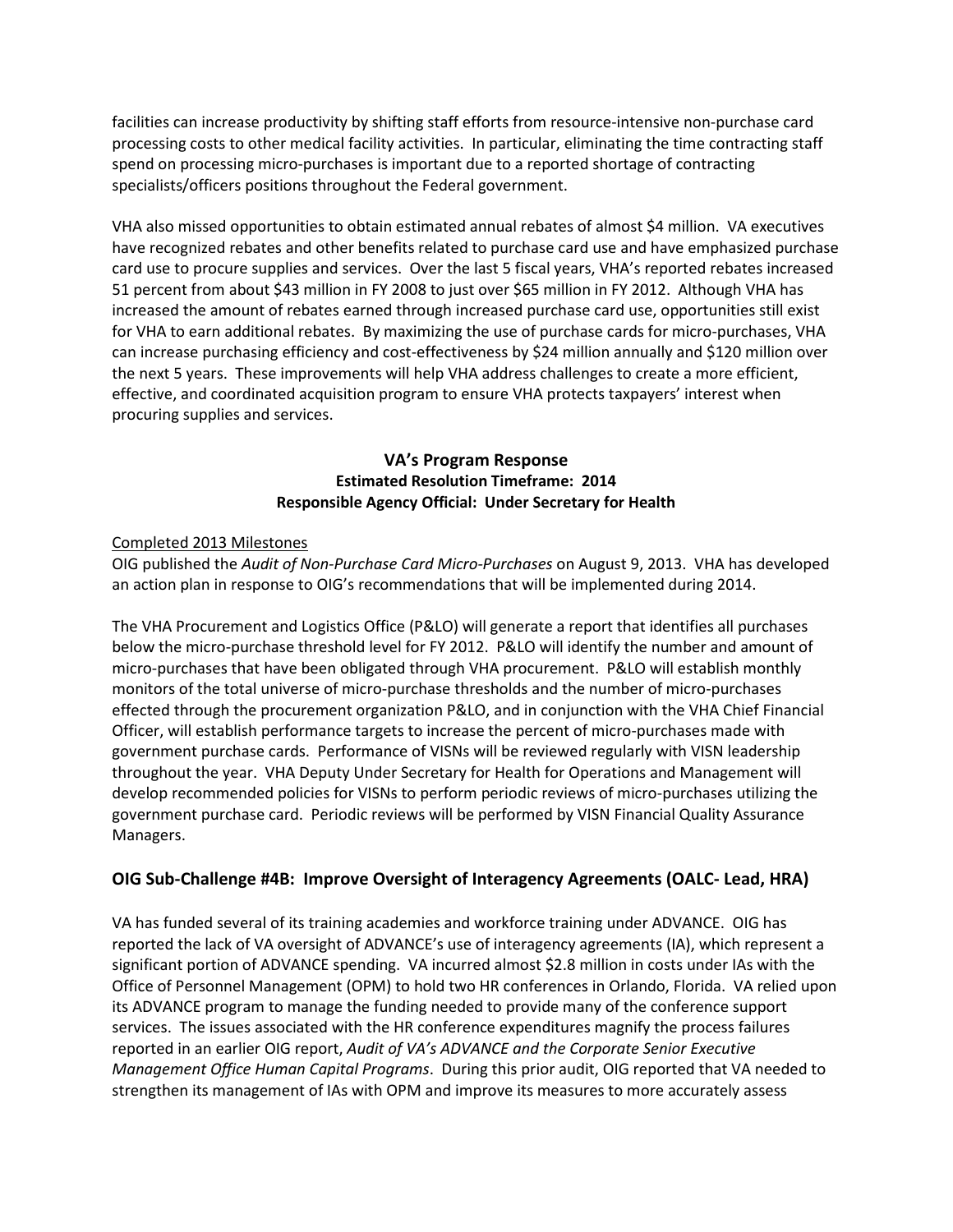facilities can increase productivity by shifting staff efforts from resource-intensive non-purchase card processing costs to other medical facility activities. In particular, eliminating the time contracting staff spend on processing micro-purchases is important due to a reported shortage of contracting specialists/officers positions throughout the Federal government.

VHA also missed opportunities to obtain estimated annual rebates of almost $4 million. VA executives have recognized rebates and other benefits related to purchase card use and have emphasized purchase card use to procure supplies and services. Over the last 5 fiscal years, VHA's reported rebates increased 51 percent from about $43 million in FY 2008 to just over $65 million in FY 2012. Although VHA has increased the amount of rebates earned through increased purchase card use, opportunities still exist for VHA to earn additional rebates. By maximizing the use of purchase cards for micro-purchases, VHA can increase purchasing efficiency and cost-effectiveness by $24 million annually and $120 million over the next 5 years. These improvements will help VHA address challenges to create a more efficient, effective, and coordinated acquisition program to ensure VHA protects taxpayers' interest when procuring supplies and services.

**VA's Program Response**
**Estimated Resolution Timeframe: 2014**
**Responsible Agency Official: Under Secretary for Health**

Completed 2013 Milestones

OIG published the *Audit of Non-Purchase Card Micro-Purchases* on August 9, 2013. VHA has developed an action plan in response to OIG's recommendations that will be implemented during 2014.

The VHA Procurement and Logistics Office (P&LO) will generate a report that identifies all purchases below the micro-purchase threshold level for FY 2012. P&LO will identify the number and amount of micro-purchases that have been obligated through VHA procurement. P&LO will establish monthly monitors of the total universe of micro-purchase thresholds and the number of micro-purchases effected through the procurement organization P&LO, and in conjunction with the VHA Chief Financial Officer, will establish performance targets to increase the percent of micro-purchases made with government purchase cards. Performance of VISNs will be reviewed regularly with VISN leadership throughout the year. VHA Deputy Under Secretary for Health for Operations and Management will develop recommended policies for VISNs to perform periodic reviews of micro-purchases utilizing the government purchase card. Periodic reviews will be performed by VISN Financial Quality Assurance Managers.

### OIG Sub-Challenge #4B: Improve Oversight of Interagency Agreements (OALC- Lead, HRA)

VA has funded several of its training academies and workforce training under ADVANCE. OIG has reported the lack of VA oversight of ADVANCE's use of interagency agreements (IA), which represent a significant portion of ADVANCE spending. VA incurred almost $2.8 million in costs under IAs with the Office of Personnel Management (OPM) to hold two HR conferences in Orlando, Florida. VA relied upon its ADVANCE program to manage the funding needed to provide many of the conference support services. The issues associated with the HR conference expenditures magnify the process failures reported in an earlier OIG report, *Audit of VA's ADVANCE and the Corporate Senior Executive Management Office Human Capital Programs*. During this prior audit, OIG reported that VA needed to strengthen its management of IAs with OPM and improve its measures to more accurately assess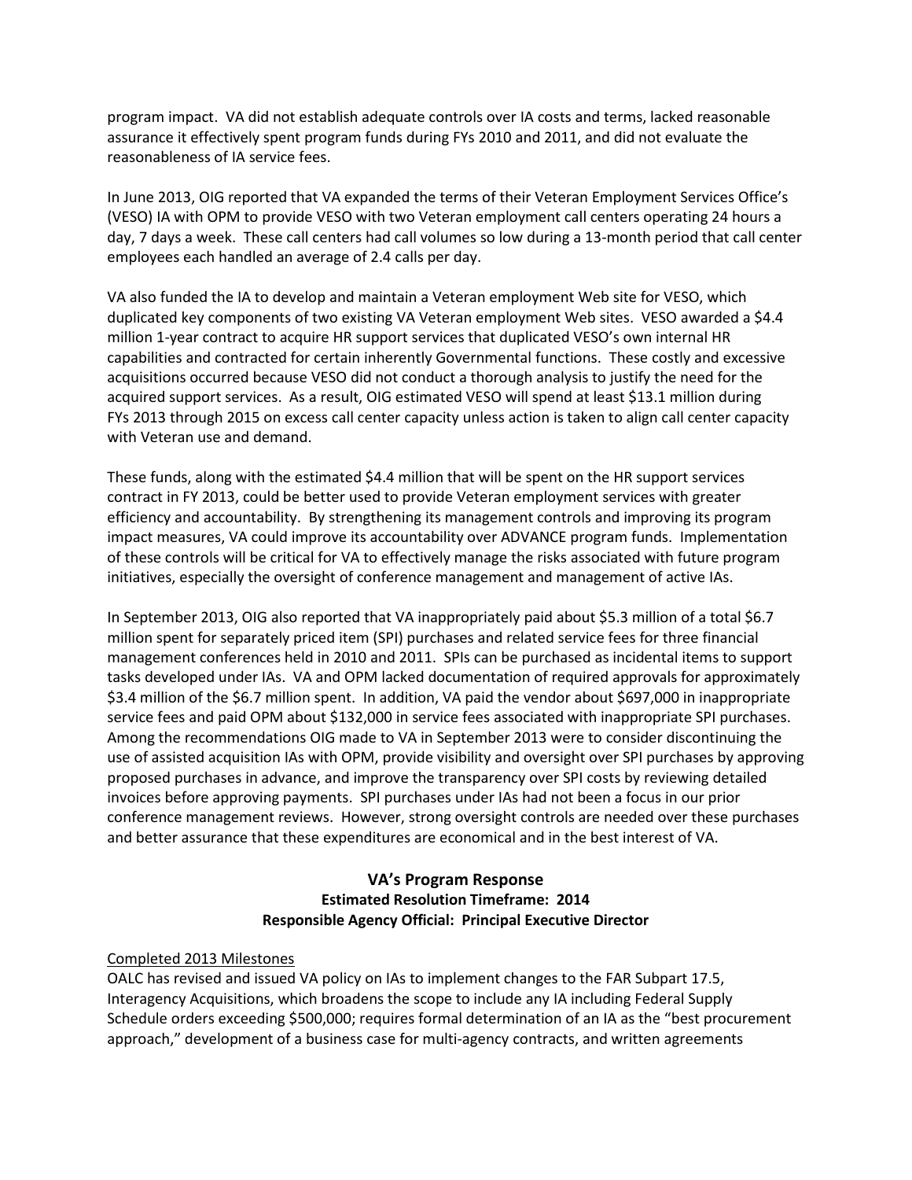program impact. VA did not establish adequate controls over IA costs and terms, lacked reasonable assurance it effectively spent program funds during FYs 2010 and 2011, and did not evaluate the reasonableness of IA service fees.

In June 2013, OIG reported that VA expanded the terms of their Veteran Employment Services Office's (VESO) IA with OPM to provide VESO with two Veteran employment call centers operating 24 hours a day, 7 days a week. These call centers had call volumes so low during a 13-month period that call center employees each handled an average of 2.4 calls per day.

VA also funded the IA to develop and maintain a Veteran employment Web site for VESO, which duplicated key components of two existing VA Veteran employment Web sites. VESO awarded a $4.4 million 1-year contract to acquire HR support services that duplicated VESO's own internal HR capabilities and contracted for certain inherently Governmental functions. These costly and excessive acquisitions occurred because VESO did not conduct a thorough analysis to justify the need for the acquired support services. As a result, OIG estimated VESO will spend at least $13.1 million during FYs 2013 through 2015 on excess call center capacity unless action is taken to align call center capacity with Veteran use and demand.

These funds, along with the estimated $4.4 million that will be spent on the HR support services contract in FY 2013, could be better used to provide Veteran employment services with greater efficiency and accountability. By strengthening its management controls and improving its program impact measures, VA could improve its accountability over ADVANCE program funds. Implementation of these controls will be critical for VA to effectively manage the risks associated with future program initiatives, especially the oversight of conference management and management of active IAs.

In September 2013, OIG also reported that VA inappropriately paid about $5.3 million of a total $6.7 million spent for separately priced item (SPI) purchases and related service fees for three financial management conferences held in 2010 and 2011. SPIs can be purchased as incidental items to support tasks developed under IAs. VA and OPM lacked documentation of required approvals for approximately $3.4 million of the $6.7 million spent. In addition, VA paid the vendor about $697,000 in inappropriate service fees and paid OPM about $132,000 in service fees associated with inappropriate SPI purchases. Among the recommendations OIG made to VA in September 2013 were to consider discontinuing the use of assisted acquisition IAs with OPM, provide visibility and oversight over SPI purchases by approving proposed purchases in advance, and improve the transparency over SPI costs by reviewing detailed invoices before approving payments. SPI purchases under IAs had not been a focus in our prior conference management reviews. However, strong oversight controls are needed over these purchases and better assurance that these expenditures are economical and in the best interest of VA.

**VA's Program Response**
**Estimated Resolution Timeframe: 2014**
**Responsible Agency Official: Principal Executive Director**

Completed 2013 Milestones

OALC has revised and issued VA policy on IAs to implement changes to the FAR Subpart 17.5, Interagency Acquisitions, which broadens the scope to include any IA including Federal Supply Schedule orders exceeding $500,000; requires formal determination of an IA as the "best procurement approach," development of a business case for multi-agency contracts, and written agreements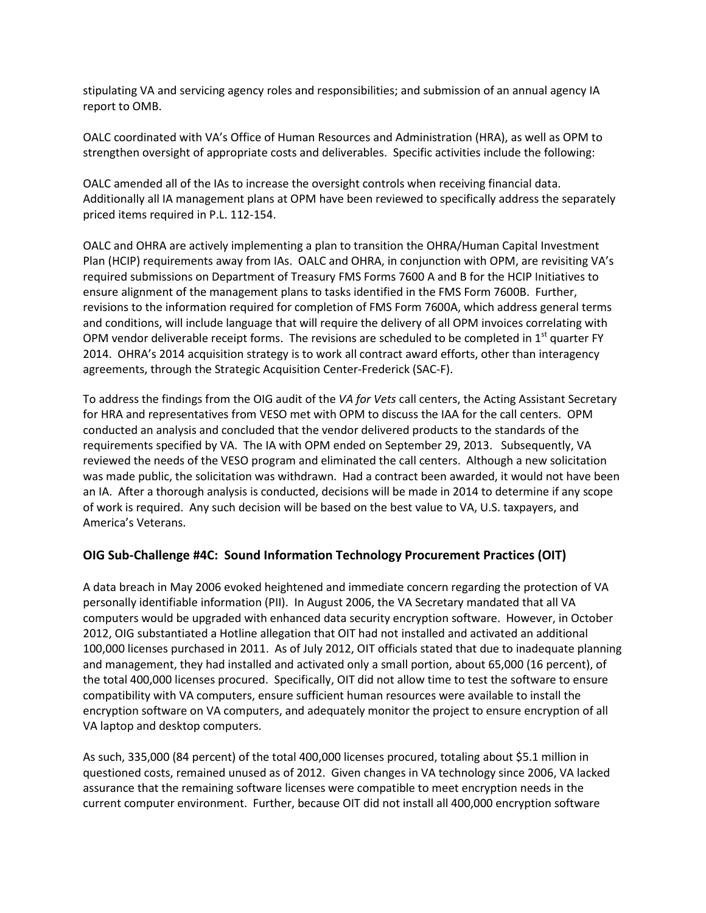stipulating VA and servicing agency roles and responsibilities; and submission of an annual agency IA report to OMB.

OALC coordinated with VA's Office of Human Resources and Administration (HRA), as well as OPM to strengthen oversight of appropriate costs and deliverables. Specific activities include the following:

OALC amended all of the IAs to increase the oversight controls when receiving financial data. Additionally all IA management plans at OPM have been reviewed to specifically address the separately priced items required in P.L. 112-154.

OALC and OHRA are actively implementing a plan to transition the OHRA/Human Capital Investment Plan (HCIP) requirements away from IAs. OALC and OHRA, in conjunction with OPM, are revisiting VA's required submissions on Department of Treasury FMS Forms 7600 A and B for the HCIP Initiatives to ensure alignment of the management plans to tasks identified in the FMS Form 7600B. Further, revisions to the information required for completion of FMS Form 7600A, which address general terms and conditions, will include language that will require the delivery of all OPM invoices correlating with OPM vendor deliverable receipt forms. The revisions are scheduled to be completed in 1st quarter FY 2014. OHRA's 2014 acquisition strategy is to work all contract award efforts, other than interagency agreements, through the Strategic Acquisition Center-Frederick (SAC-F).

To address the findings from the OIG audit of the *VA for Vets* call centers, the Acting Assistant Secretary for HRA and representatives from VESO met with OPM to discuss the IAA for the call centers. OPM conducted an analysis and concluded that the vendor delivered products to the standards of the requirements specified by VA. The IA with OPM ended on September 29, 2013. Subsequently, VA reviewed the needs of the VESO program and eliminated the call centers. Although a new solicitation was made public, the solicitation was withdrawn. Had a contract been awarded, it would not have been an IA. After a thorough analysis is conducted, decisions will be made in 2014 to determine if any scope of work is required. Any such decision will be based on the best value to VA, U.S. taxpayers, and America's Veterans.

### OIG Sub-Challenge #4C: Sound Information Technology Procurement Practices (OIT)

A data breach in May 2006 evoked heightened and immediate concern regarding the protection of VA personally identifiable information (PII). In August 2006, the VA Secretary mandated that all VA computers would be upgraded with enhanced data security encryption software. However, in October 2012, OIG substantiated a Hotline allegation that OIT had not installed and activated an additional 100,000 licenses purchased in 2011. As of July 2012, OIT officials stated that due to inadequate planning and management, they had installed and activated only a small portion, about 65,000 (16 percent), of the total 400,000 licenses procured. Specifically, OIT did not allow time to test the software to ensure compatibility with VA computers, ensure sufficient human resources were available to install the encryption software on VA computers, and adequately monitor the project to ensure encryption of all VA laptop and desktop computers.

As such, 335,000 (84 percent) of the total 400,000 licenses procured, totaling about $5.1 million in questioned costs, remained unused as of 2012. Given changes in VA technology since 2006, VA lacked assurance that the remaining software licenses were compatible to meet encryption needs in the current computer environment. Further, because OIT did not install all 400,000 encryption software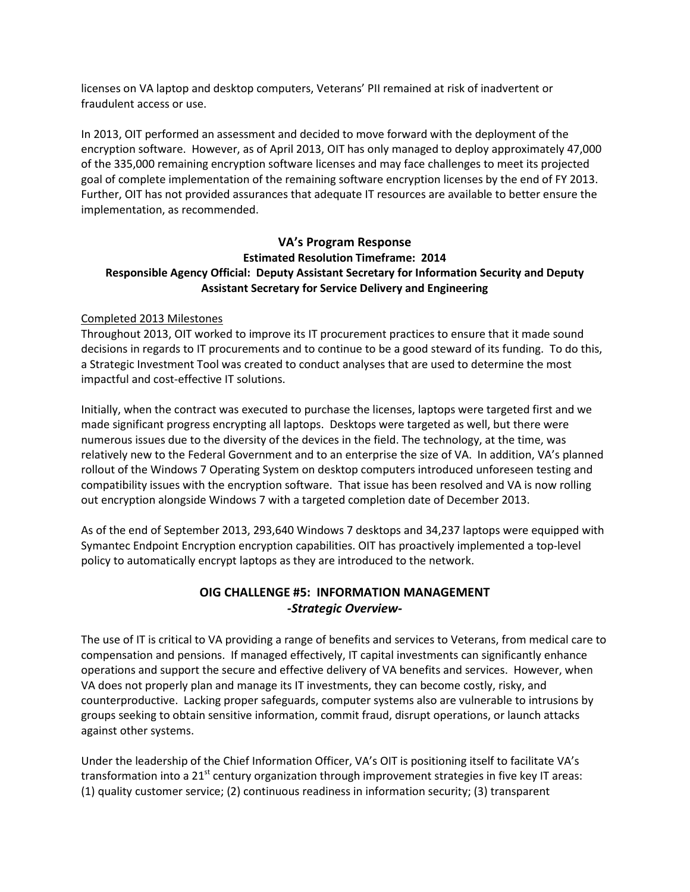licenses on VA laptop and desktop computers, Veterans' PII remained at risk of inadvertent or fraudulent access or use.

In 2013, OIT performed an assessment and decided to move forward with the deployment of the encryption software. However, as of April 2013, OIT has only managed to deploy approximately 47,000 of the 335,000 remaining encryption software licenses and may face challenges to meet its projected goal of complete implementation of the remaining software encryption licenses by the end of FY 2013. Further, OIT has not provided assurances that adequate IT resources are available to better ensure the implementation, as recommended.

### VA's Program Response

**Estimated Resolution Timeframe: 2014**

**Responsible Agency Official: Deputy Assistant Secretary for Information Security and Deputy Assistant Secretary for Service Delivery and Engineering**

Completed 2013 Milestones

Throughout 2013, OIT worked to improve its IT procurement practices to ensure that it made sound decisions in regards to IT procurements and to continue to be a good steward of its funding. To do this, a Strategic Investment Tool was created to conduct analyses that are used to determine the most impactful and cost-effective IT solutions.

Initially, when the contract was executed to purchase the licenses, laptops were targeted first and we made significant progress encrypting all laptops. Desktops were targeted as well, but there were numerous issues due to the diversity of the devices in the field. The technology, at the time, was relatively new to the Federal Government and to an enterprise the size of VA. In addition, VA's planned rollout of the Windows 7 Operating System on desktop computers introduced unforeseen testing and compatibility issues with the encryption software. That issue has been resolved and VA is now rolling out encryption alongside Windows 7 with a targeted completion date of December 2013.

As of the end of September 2013, 293,640 Windows 7 desktops and 34,237 laptops were equipped with Symantec Endpoint Encryption encryption capabilities. OIT has proactively implemented a top-level policy to automatically encrypt laptops as they are introduced to the network.

## OIG CHALLENGE #5: INFORMATION MANAGEMENT

***-Strategic Overview-***

The use of IT is critical to VA providing a range of benefits and services to Veterans, from medical care to compensation and pensions. If managed effectively, IT capital investments can significantly enhance operations and support the secure and effective delivery of VA benefits and services. However, when VA does not properly plan and manage its IT investments, they can become costly, risky, and counterproductive. Lacking proper safeguards, computer systems also are vulnerable to intrusions by groups seeking to obtain sensitive information, commit fraud, disrupt operations, or launch attacks against other systems.

Under the leadership of the Chief Information Officer, VA's OIT is positioning itself to facilitate VA's transformation into a 21st century organization through improvement strategies in five key IT areas: (1) quality customer service; (2) continuous readiness in information security; (3) transparent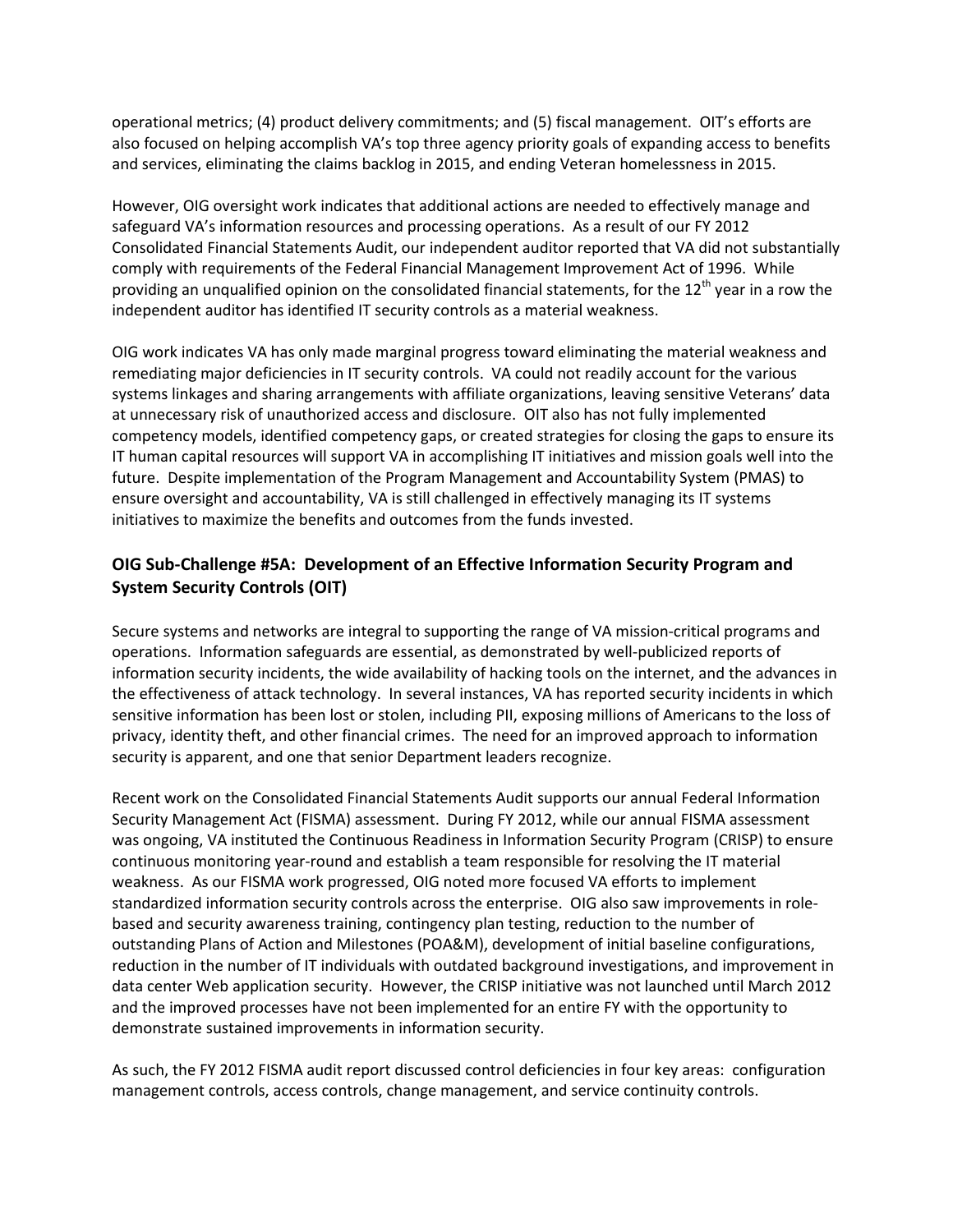operational metrics; (4) product delivery commitments; and (5) fiscal management. OIT's efforts are also focused on helping accomplish VA's top three agency priority goals of expanding access to benefits and services, eliminating the claims backlog in 2015, and ending Veteran homelessness in 2015.

However, OIG oversight work indicates that additional actions are needed to effectively manage and safeguard VA's information resources and processing operations. As a result of our FY 2012 Consolidated Financial Statements Audit, our independent auditor reported that VA did not substantially comply with requirements of the Federal Financial Management Improvement Act of 1996. While providing an unqualified opinion on the consolidated financial statements, for the 12th year in a row the independent auditor has identified IT security controls as a material weakness.

OIG work indicates VA has only made marginal progress toward eliminating the material weakness and remediating major deficiencies in IT security controls. VA could not readily account for the various systems linkages and sharing arrangements with affiliate organizations, leaving sensitive Veterans' data at unnecessary risk of unauthorized access and disclosure. OIT also has not fully implemented competency models, identified competency gaps, or created strategies for closing the gaps to ensure its IT human capital resources will support VA in accomplishing IT initiatives and mission goals well into the future. Despite implementation of the Program Management and Accountability System (PMAS) to ensure oversight and accountability, VA is still challenged in effectively managing its IT systems initiatives to maximize the benefits and outcomes from the funds invested.

## OIG Sub-Challenge #5A: Development of an Effective Information Security Program and System Security Controls (OIT)

Secure systems and networks are integral to supporting the range of VA mission-critical programs and operations. Information safeguards are essential, as demonstrated by well-publicized reports of information security incidents, the wide availability of hacking tools on the internet, and the advances in the effectiveness of attack technology. In several instances, VA has reported security incidents in which sensitive information has been lost or stolen, including PII, exposing millions of Americans to the loss of privacy, identity theft, and other financial crimes. The need for an improved approach to information security is apparent, and one that senior Department leaders recognize.

Recent work on the Consolidated Financial Statements Audit supports our annual Federal Information Security Management Act (FISMA) assessment. During FY 2012, while our annual FISMA assessment was ongoing, VA instituted the Continuous Readiness in Information Security Program (CRISP) to ensure continuous monitoring year-round and establish a team responsible for resolving the IT material weakness. As our FISMA work progressed, OIG noted more focused VA efforts to implement standardized information security controls across the enterprise. OIG also saw improvements in role-based and security awareness training, contingency plan testing, reduction to the number of outstanding Plans of Action and Milestones (POA&M), development of initial baseline configurations, reduction in the number of IT individuals with outdated background investigations, and improvement in data center Web application security. However, the CRISP initiative was not launched until March 2012 and the improved processes have not been implemented for an entire FY with the opportunity to demonstrate sustained improvements in information security.

As such, the FY 2012 FISMA audit report discussed control deficiencies in four key areas: configuration management controls, access controls, change management, and service continuity controls.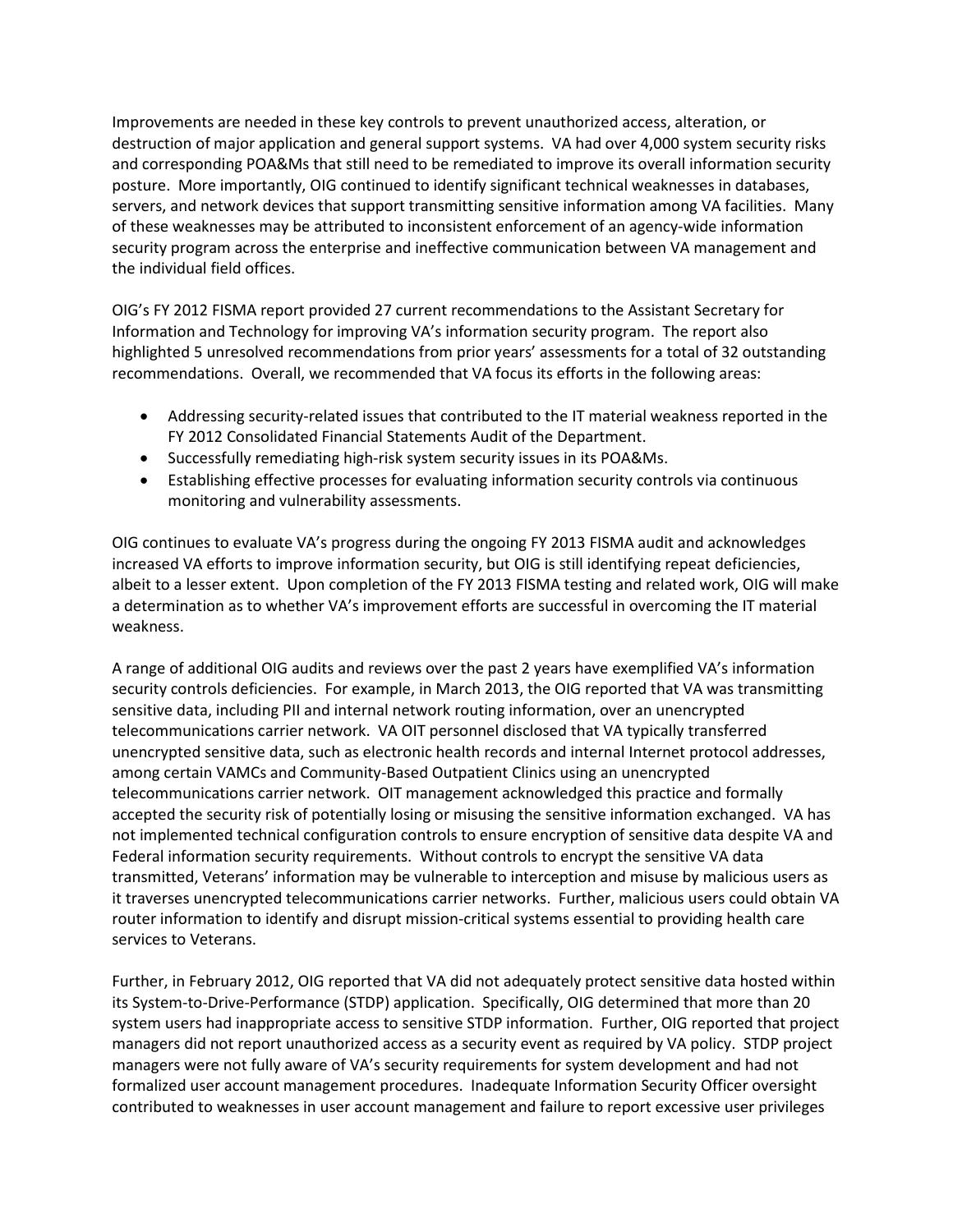Improvements are needed in these key controls to prevent unauthorized access, alteration, or destruction of major application and general support systems. VA had over 4,000 system security risks and corresponding POA&Ms that still need to be remediated to improve its overall information security posture. More importantly, OIG continued to identify significant technical weaknesses in databases, servers, and network devices that support transmitting sensitive information among VA facilities. Many of these weaknesses may be attributed to inconsistent enforcement of an agency-wide information security program across the enterprise and ineffective communication between VA management and the individual field offices.

OIG's FY 2012 FISMA report provided 27 current recommendations to the Assistant Secretary for Information and Technology for improving VA's information security program. The report also highlighted 5 unresolved recommendations from prior years' assessments for a total of 32 outstanding recommendations. Overall, we recommended that VA focus its efforts in the following areas:

- Addressing security-related issues that contributed to the IT material weakness reported in the FY 2012 Consolidated Financial Statements Audit of the Department.
- Successfully remediating high-risk system security issues in its POA&Ms.
- Establishing effective processes for evaluating information security controls via continuous monitoring and vulnerability assessments.

OIG continues to evaluate VA's progress during the ongoing FY 2013 FISMA audit and acknowledges increased VA efforts to improve information security, but OIG is still identifying repeat deficiencies, albeit to a lesser extent. Upon completion of the FY 2013 FISMA testing and related work, OIG will make a determination as to whether VA's improvement efforts are successful in overcoming the IT material weakness.

A range of additional OIG audits and reviews over the past 2 years have exemplified VA's information security controls deficiencies. For example, in March 2013, the OIG reported that VA was transmitting sensitive data, including PII and internal network routing information, over an unencrypted telecommunications carrier network. VA OIT personnel disclosed that VA typically transferred unencrypted sensitive data, such as electronic health records and internal Internet protocol addresses, among certain VAMCs and Community-Based Outpatient Clinics using an unencrypted telecommunications carrier network. OIT management acknowledged this practice and formally accepted the security risk of potentially losing or misusing the sensitive information exchanged. VA has not implemented technical configuration controls to ensure encryption of sensitive data despite VA and Federal information security requirements. Without controls to encrypt the sensitive VA data transmitted, Veterans' information may be vulnerable to interception and misuse by malicious users as it traverses unencrypted telecommunications carrier networks. Further, malicious users could obtain VA router information to identify and disrupt mission-critical systems essential to providing health care services to Veterans.

Further, in February 2012, OIG reported that VA did not adequately protect sensitive data hosted within its System-to-Drive-Performance (STDP) application. Specifically, OIG determined that more than 20 system users had inappropriate access to sensitive STDP information. Further, OIG reported that project managers did not report unauthorized access as a security event as required by VA policy. STDP project managers were not fully aware of VA's security requirements for system development and had not formalized user account management procedures. Inadequate Information Security Officer oversight contributed to weaknesses in user account management and failure to report excessive user privileges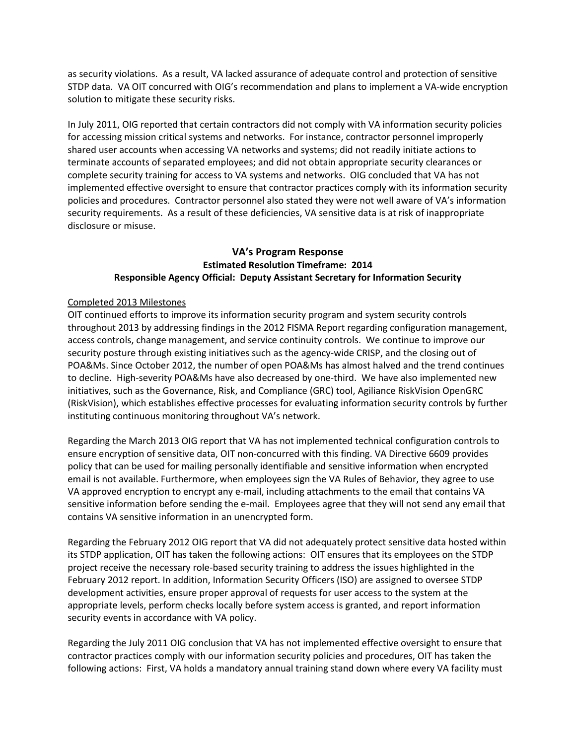as security violations. As a result, VA lacked assurance of adequate control and protection of sensitive STDP data. VA OIT concurred with OIG's recommendation and plans to implement a VA-wide encryption solution to mitigate these security risks.

In July 2011, OIG reported that certain contractors did not comply with VA information security policies for accessing mission critical systems and networks. For instance, contractor personnel improperly shared user accounts when accessing VA networks and systems; did not readily initiate actions to terminate accounts of separated employees; and did not obtain appropriate security clearances or complete security training for access to VA systems and networks. OIG concluded that VA has not implemented effective oversight to ensure that contractor practices comply with its information security policies and procedures. Contractor personnel also stated they were not well aware of VA's information security requirements. As a result of these deficiencies, VA sensitive data is at risk of inappropriate disclosure or misuse.

### VA's Program Response

**Estimated Resolution Timeframe: 2014**

**Responsible Agency Official: Deputy Assistant Secretary for Information Security**

Completed 2013 Milestones

OIT continued efforts to improve its information security program and system security controls throughout 2013 by addressing findings in the 2012 FISMA Report regarding configuration management, access controls, change management, and service continuity controls. We continue to improve our security posture through existing initiatives such as the agency-wide CRISP, and the closing out of POA&Ms. Since October 2012, the number of open POA&Ms has almost halved and the trend continues to decline. High-severity POA&Ms have also decreased by one-third. We have also implemented new initiatives, such as the Governance, Risk, and Compliance (GRC) tool, Agiliance RiskVision OpenGRC (RiskVision), which establishes effective processes for evaluating information security controls by further instituting continuous monitoring throughout VA's network.

Regarding the March 2013 OIG report that VA has not implemented technical configuration controls to ensure encryption of sensitive data, OIT non-concurred with this finding. VA Directive 6609 provides policy that can be used for mailing personally identifiable and sensitive information when encrypted email is not available. Furthermore, when employees sign the VA Rules of Behavior, they agree to use VA approved encryption to encrypt any e-mail, including attachments to the email that contains VA sensitive information before sending the e-mail. Employees agree that they will not send any email that contains VA sensitive information in an unencrypted form.

Regarding the February 2012 OIG report that VA did not adequately protect sensitive data hosted within its STDP application, OIT has taken the following actions: OIT ensures that its employees on the STDP project receive the necessary role-based security training to address the issues highlighted in the February 2012 report. In addition, Information Security Officers (ISO) are assigned to oversee STDP development activities, ensure proper approval of requests for user access to the system at the appropriate levels, perform checks locally before system access is granted, and report information security events in accordance with VA policy.

Regarding the July 2011 OIG conclusion that VA has not implemented effective oversight to ensure that contractor practices comply with our information security policies and procedures, OIT has taken the following actions: First, VA holds a mandatory annual training stand down where every VA facility must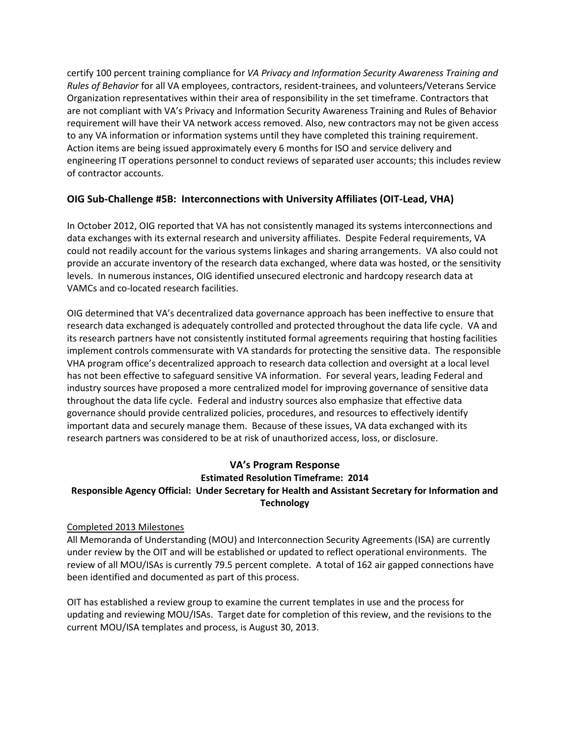certify 100 percent training compliance for *VA Privacy and Information Security Awareness Training and Rules of Behavior* for all VA employees, contractors, resident-trainees, and volunteers/Veterans Service Organization representatives within their area of responsibility in the set timeframe. Contractors that are not compliant with VA's Privacy and Information Security Awareness Training and Rules of Behavior requirement will have their VA network access removed. Also, new contractors may not be given access to any VA information or information systems until they have completed this training requirement. Action items are being issued approximately every 6 months for ISO and service delivery and engineering IT operations personnel to conduct reviews of separated user accounts; this includes review of contractor accounts.

### OIG Sub-Challenge #5B: Interconnections with University Affiliates (OIT-Lead, VHA)

In October 2012, OIG reported that VA has not consistently managed its systems interconnections and data exchanges with its external research and university affiliates. Despite Federal requirements, VA could not readily account for the various systems linkages and sharing arrangements. VA also could not provide an accurate inventory of the research data exchanged, where data was hosted, or the sensitivity levels. In numerous instances, OIG identified unsecured electronic and hardcopy research data at VAMCs and co-located research facilities.

OIG determined that VA's decentralized data governance approach has been ineffective to ensure that research data exchanged is adequately controlled and protected throughout the data life cycle. VA and its research partners have not consistently instituted formal agreements requiring that hosting facilities implement controls commensurate with VA standards for protecting the sensitive data. The responsible VHA program office's decentralized approach to research data collection and oversight at a local level has not been effective to safeguard sensitive VA information. For several years, leading Federal and industry sources have proposed a more centralized model for improving governance of sensitive data throughout the data life cycle. Federal and industry sources also emphasize that effective data governance should provide centralized policies, procedures, and resources to effectively identify important data and securely manage them. Because of these issues, VA data exchanged with its research partners was considered to be at risk of unauthorized access, loss, or disclosure.

**VA's Program Response**

**Estimated Resolution Timeframe: 2014**

**Responsible Agency Official: Under Secretary for Health and Assistant Secretary for Information and Technology**

Completed 2013 Milestones

All Memoranda of Understanding (MOU) and Interconnection Security Agreements (ISA) are currently under review by the OIT and will be established or updated to reflect operational environments. The review of all MOU/ISAs is currently 79.5 percent complete. A total of 162 air gapped connections have been identified and documented as part of this process.

OIT has established a review group to examine the current templates in use and the process for updating and reviewing MOU/ISAs. Target date for completion of this review, and the revisions to the current MOU/ISA templates and process, is August 30, 2013.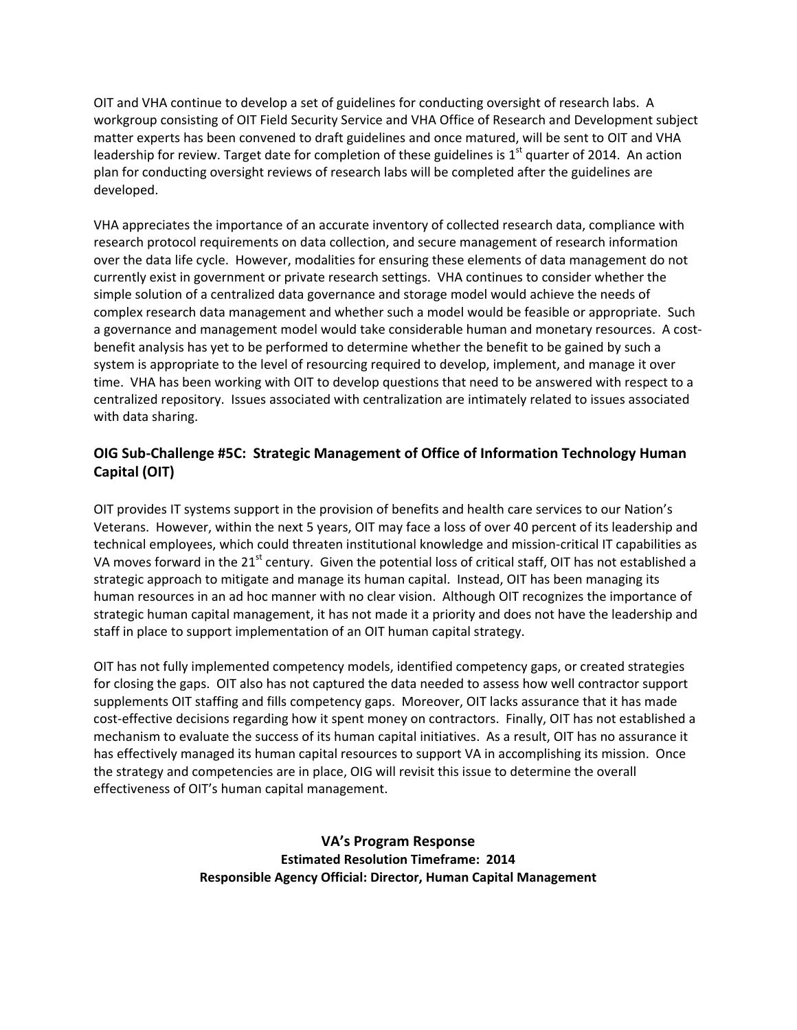OIT and VHA continue to develop a set of guidelines for conducting oversight of research labs. A workgroup consisting of OIT Field Security Service and VHA Office of Research and Development subject matter experts has been convened to draft guidelines and once matured, will be sent to OIT and VHA leadership for review. Target date for completion of these guidelines is 1st quarter of 2014. An action plan for conducting oversight reviews of research labs will be completed after the guidelines are developed.

VHA appreciates the importance of an accurate inventory of collected research data, compliance with research protocol requirements on data collection, and secure management of research information over the data life cycle. However, modalities for ensuring these elements of data management do not currently exist in government or private research settings. VHA continues to consider whether the simple solution of a centralized data governance and storage model would achieve the needs of complex research data management and whether such a model would be feasible or appropriate. Such a governance and management model would take considerable human and monetary resources. A cost-benefit analysis has yet to be performed to determine whether the benefit to be gained by such a system is appropriate to the level of resourcing required to develop, implement, and manage it over time. VHA has been working with OIT to develop questions that need to be answered with respect to a centralized repository. Issues associated with centralization are intimately related to issues associated with data sharing.

### OIG Sub-Challenge #5C: Strategic Management of Office of Information Technology Human Capital (OIT)

OIT provides IT systems support in the provision of benefits and health care services to our Nation's Veterans. However, within the next 5 years, OIT may face a loss of over 40 percent of its leadership and technical employees, which could threaten institutional knowledge and mission-critical IT capabilities as VA moves forward in the 21st century. Given the potential loss of critical staff, OIT has not established a strategic approach to mitigate and manage its human capital. Instead, OIT has been managing its human resources in an ad hoc manner with no clear vision. Although OIT recognizes the importance of strategic human capital management, it has not made it a priority and does not have the leadership and staff in place to support implementation of an OIT human capital strategy.

OIT has not fully implemented competency models, identified competency gaps, or created strategies for closing the gaps. OIT also has not captured the data needed to assess how well contractor support supplements OIT staffing and fills competency gaps. Moreover, OIT lacks assurance that it has made cost-effective decisions regarding how it spent money on contractors. Finally, OIT has not established a mechanism to evaluate the success of its human capital initiatives. As a result, OIT has no assurance it has effectively managed its human capital resources to support VA in accomplishing its mission. Once the strategy and competencies are in place, OIG will revisit this issue to determine the overall effectiveness of OIT's human capital management.

**VA's Program Response**
**Estimated Resolution Timeframe: 2014**
**Responsible Agency Official: Director, Human Capital Management**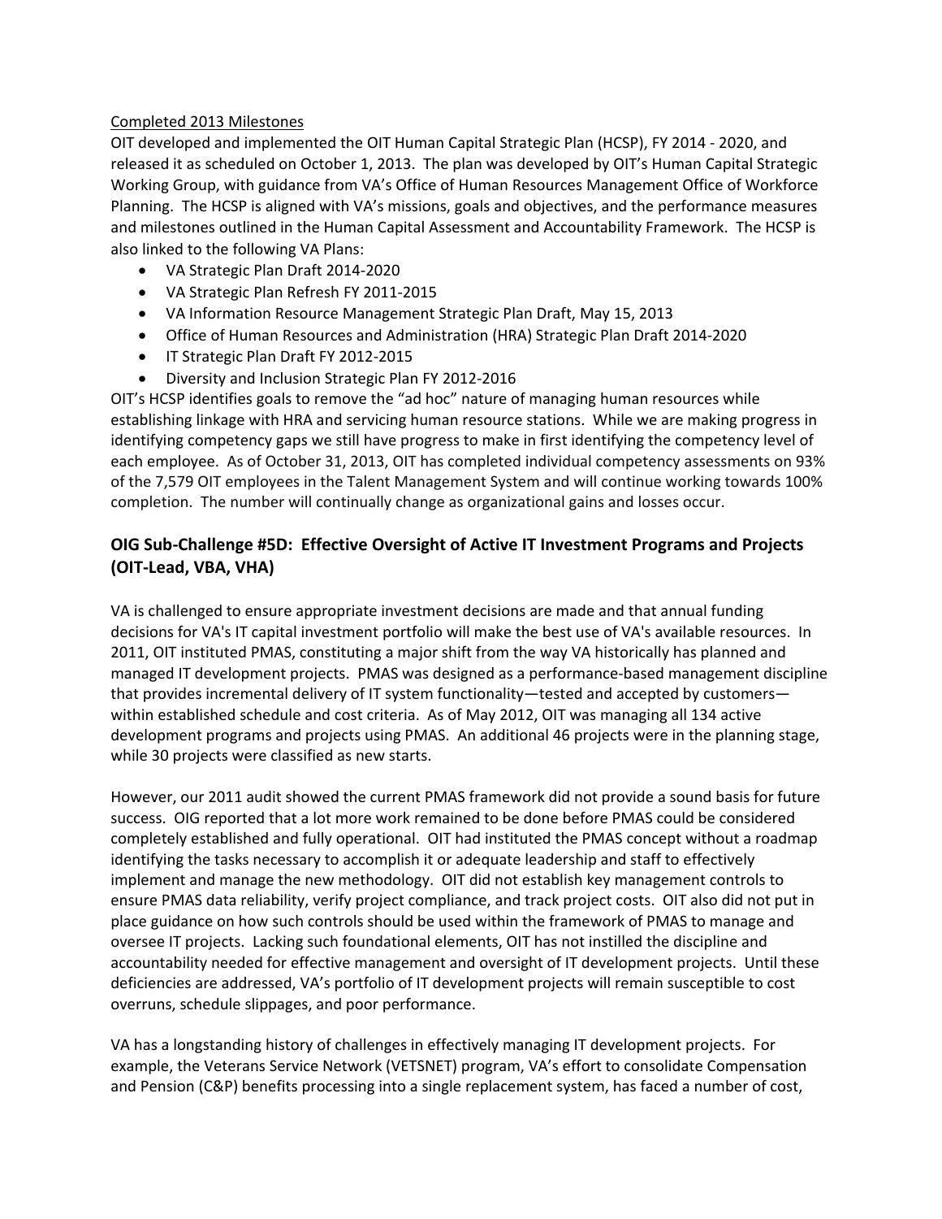Completed 2013 Milestones

OIT developed and implemented the OIT Human Capital Strategic Plan (HCSP), FY 2014 - 2020, and released it as scheduled on October 1, 2013. The plan was developed by OIT's Human Capital Strategic Working Group, with guidance from VA's Office of Human Resources Management Office of Workforce Planning. The HCSP is aligned with VA's missions, goals and objectives, and the performance measures and milestones outlined in the Human Capital Assessment and Accountability Framework. The HCSP is also linked to the following VA Plans:

- VA Strategic Plan Draft 2014-2020
- VA Strategic Plan Refresh FY 2011-2015
- VA Information Resource Management Strategic Plan Draft, May 15, 2013
- Office of Human Resources and Administration (HRA) Strategic Plan Draft 2014-2020
- IT Strategic Plan Draft FY 2012-2015
- Diversity and Inclusion Strategic Plan FY 2012-2016

OIT's HCSP identifies goals to remove the "ad hoc" nature of managing human resources while establishing linkage with HRA and servicing human resource stations. While we are making progress in identifying competency gaps we still have progress to make in first identifying the competency level of each employee. As of October 31, 2013, OIT has completed individual competency assessments on 93% of the 7,579 OIT employees in the Talent Management System and will continue working towards 100% completion. The number will continually change as organizational gains and losses occur.

## OIG Sub-Challenge #5D: Effective Oversight of Active IT Investment Programs and Projects (OIT-Lead, VBA, VHA)

VA is challenged to ensure appropriate investment decisions are made and that annual funding decisions for VA's IT capital investment portfolio will make the best use of VA's available resources. In 2011, OIT instituted PMAS, constituting a major shift from the way VA historically has planned and managed IT development projects. PMAS was designed as a performance-based management discipline that provides incremental delivery of IT system functionality—tested and accepted by customers—within established schedule and cost criteria. As of May 2012, OIT was managing all 134 active development programs and projects using PMAS. An additional 46 projects were in the planning stage, while 30 projects were classified as new starts.

However, our 2011 audit showed the current PMAS framework did not provide a sound basis for future success. OIG reported that a lot more work remained to be done before PMAS could be considered completely established and fully operational. OIT had instituted the PMAS concept without a roadmap identifying the tasks necessary to accomplish it or adequate leadership and staff to effectively implement and manage the new methodology. OIT did not establish key management controls to ensure PMAS data reliability, verify project compliance, and track project costs. OIT also did not put in place guidance on how such controls should be used within the framework of PMAS to manage and oversee IT projects. Lacking such foundational elements, OIT has not instilled the discipline and accountability needed for effective management and oversight of IT development projects. Until these deficiencies are addressed, VA's portfolio of IT development projects will remain susceptible to cost overruns, schedule slippages, and poor performance.

VA has a longstanding history of challenges in effectively managing IT development projects. For example, the Veterans Service Network (VETSNET) program, VA's effort to consolidate Compensation and Pension (C&P) benefits processing into a single replacement system, has faced a number of cost,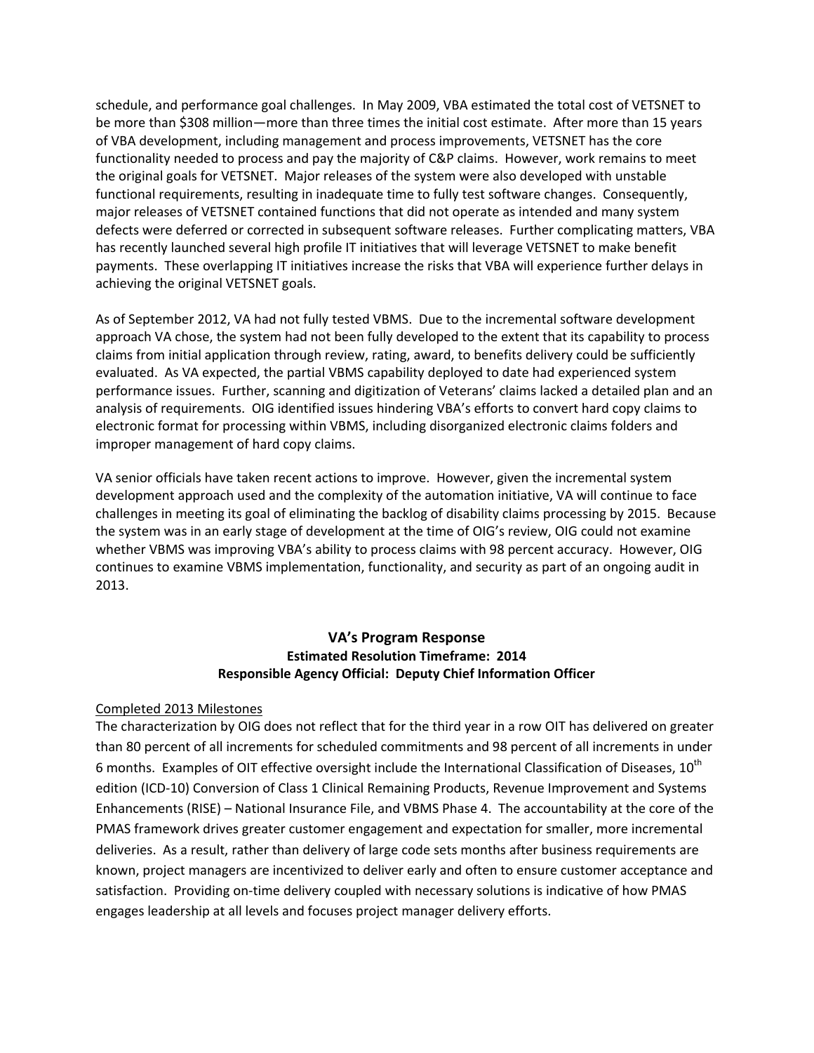schedule, and performance goal challenges. In May 2009, VBA estimated the total cost of VETSNET to be more than $308 million—more than three times the initial cost estimate. After more than 15 years of VBA development, including management and process improvements, VETSNET has the core functionality needed to process and pay the majority of C&P claims. However, work remains to meet the original goals for VETSNET. Major releases of the system were also developed with unstable functional requirements, resulting in inadequate time to fully test software changes. Consequently, major releases of VETSNET contained functions that did not operate as intended and many system defects were deferred or corrected in subsequent software releases. Further complicating matters, VBA has recently launched several high profile IT initiatives that will leverage VETSNET to make benefit payments. These overlapping IT initiatives increase the risks that VBA will experience further delays in achieving the original VETSNET goals.

As of September 2012, VA had not fully tested VBMS. Due to the incremental software development approach VA chose, the system had not been fully developed to the extent that its capability to process claims from initial application through review, rating, award, to benefits delivery could be sufficiently evaluated. As VA expected, the partial VBMS capability deployed to date had experienced system performance issues. Further, scanning and digitization of Veterans' claims lacked a detailed plan and an analysis of requirements. OIG identified issues hindering VBA's efforts to convert hard copy claims to electronic format for processing within VBMS, including disorganized electronic claims folders and improper management of hard copy claims.

VA senior officials have taken recent actions to improve. However, given the incremental system development approach used and the complexity of the automation initiative, VA will continue to face challenges in meeting its goal of eliminating the backlog of disability claims processing by 2015. Because the system was in an early stage of development at the time of OIG's review, OIG could not examine whether VBMS was improving VBA's ability to process claims with 98 percent accuracy. However, OIG continues to examine VBMS implementation, functionality, and security as part of an ongoing audit in 2013.

### VA's Program Response

**Estimated Resolution Timeframe: 2014**
**Responsible Agency Official: Deputy Chief Information Officer**

Completed 2013 Milestones

The characterization by OIG does not reflect that for the third year in a row OIT has delivered on greater than 80 percent of all increments for scheduled commitments and 98 percent of all increments in under 6 months. Examples of OIT effective oversight include the International Classification of Diseases, 10th edition (ICD-10) Conversion of Class 1 Clinical Remaining Products, Revenue Improvement and Systems Enhancements (RISE) – National Insurance File, and VBMS Phase 4. The accountability at the core of the PMAS framework drives greater customer engagement and expectation for smaller, more incremental deliveries. As a result, rather than delivery of large code sets months after business requirements are known, project managers are incentivized to deliver early and often to ensure customer acceptance and satisfaction. Providing on-time delivery coupled with necessary solutions is indicative of how PMAS engages leadership at all levels and focuses project manager delivery efforts.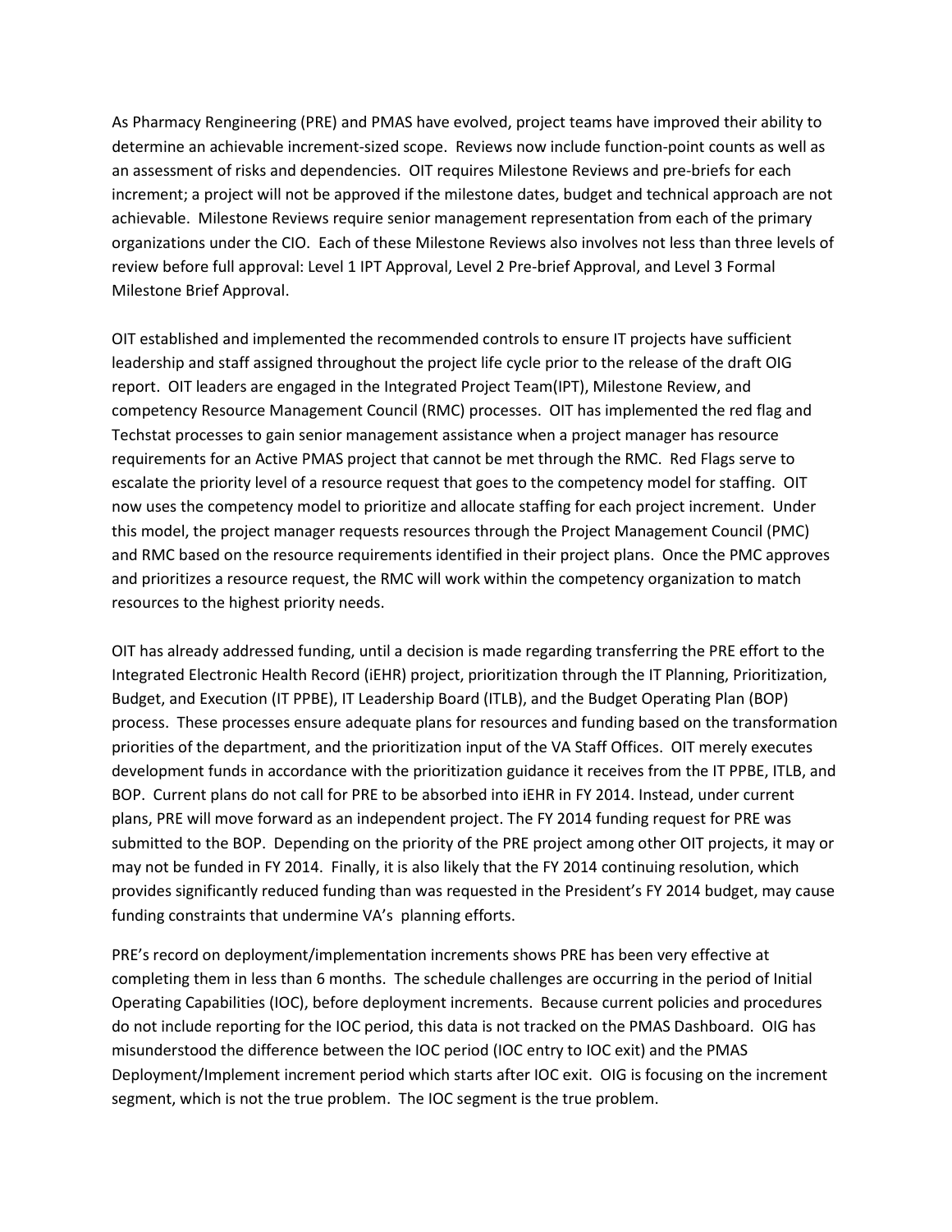As Pharmacy Rengineering (PRE) and PMAS have evolved, project teams have improved their ability to determine an achievable increment-sized scope. Reviews now include function-point counts as well as an assessment of risks and dependencies. OIT requires Milestone Reviews and pre-briefs for each increment; a project will not be approved if the milestone dates, budget and technical approach are not achievable. Milestone Reviews require senior management representation from each of the primary organizations under the CIO. Each of these Milestone Reviews also involves not less than three levels of review before full approval: Level 1 IPT Approval, Level 2 Pre-brief Approval, and Level 3 Formal Milestone Brief Approval.

OIT established and implemented the recommended controls to ensure IT projects have sufficient leadership and staff assigned throughout the project life cycle prior to the release of the draft OIG report. OIT leaders are engaged in the Integrated Project Team(IPT), Milestone Review, and competency Resource Management Council (RMC) processes. OIT has implemented the red flag and Techstat processes to gain senior management assistance when a project manager has resource requirements for an Active PMAS project that cannot be met through the RMC. Red Flags serve to escalate the priority level of a resource request that goes to the competency model for staffing. OIT now uses the competency model to prioritize and allocate staffing for each project increment. Under this model, the project manager requests resources through the Project Management Council (PMC) and RMC based on the resource requirements identified in their project plans. Once the PMC approves and prioritizes a resource request, the RMC will work within the competency organization to match resources to the highest priority needs.

OIT has already addressed funding, until a decision is made regarding transferring the PRE effort to the Integrated Electronic Health Record (iEHR) project, prioritization through the IT Planning, Prioritization, Budget, and Execution (IT PPBE), IT Leadership Board (ITLB), and the Budget Operating Plan (BOP) process. These processes ensure adequate plans for resources and funding based on the transformation priorities of the department, and the prioritization input of the VA Staff Offices. OIT merely executes development funds in accordance with the prioritization guidance it receives from the IT PPBE, ITLB, and BOP. Current plans do not call for PRE to be absorbed into iEHR in FY 2014. Instead, under current plans, PRE will move forward as an independent project. The FY 2014 funding request for PRE was submitted to the BOP. Depending on the priority of the PRE project among other OIT projects, it may or may not be funded in FY 2014. Finally, it is also likely that the FY 2014 continuing resolution, which provides significantly reduced funding than was requested in the President's FY 2014 budget, may cause funding constraints that undermine VA's planning efforts.

PRE's record on deployment/implementation increments shows PRE has been very effective at completing them in less than 6 months. The schedule challenges are occurring in the period of Initial Operating Capabilities (IOC), before deployment increments. Because current policies and procedures do not include reporting for the IOC period, this data is not tracked on the PMAS Dashboard. OIG has misunderstood the difference between the IOC period (IOC entry to IOC exit) and the PMAS Deployment/Implement increment period which starts after IOC exit. OIG is focusing on the increment segment, which is not the true problem. The IOC segment is the true problem.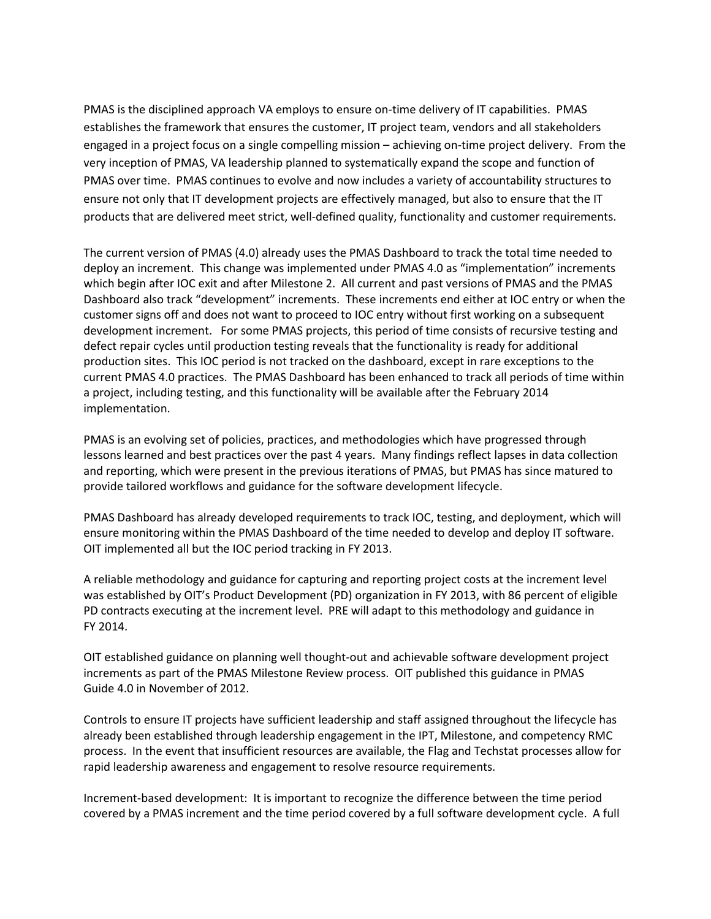PMAS is the disciplined approach VA employs to ensure on-time delivery of IT capabilities. PMAS establishes the framework that ensures the customer, IT project team, vendors and all stakeholders engaged in a project focus on a single compelling mission – achieving on-time project delivery. From the very inception of PMAS, VA leadership planned to systematically expand the scope and function of PMAS over time. PMAS continues to evolve and now includes a variety of accountability structures to ensure not only that IT development projects are effectively managed, but also to ensure that the IT products that are delivered meet strict, well-defined quality, functionality and customer requirements.

The current version of PMAS (4.0) already uses the PMAS Dashboard to track the total time needed to deploy an increment. This change was implemented under PMAS 4.0 as "implementation" increments which begin after IOC exit and after Milestone 2. All current and past versions of PMAS and the PMAS Dashboard also track "development" increments. These increments end either at IOC entry or when the customer signs off and does not want to proceed to IOC entry without first working on a subsequent development increment. For some PMAS projects, this period of time consists of recursive testing and defect repair cycles until production testing reveals that the functionality is ready for additional production sites. This IOC period is not tracked on the dashboard, except in rare exceptions to the current PMAS 4.0 practices. The PMAS Dashboard has been enhanced to track all periods of time within a project, including testing, and this functionality will be available after the February 2014 implementation.

PMAS is an evolving set of policies, practices, and methodologies which have progressed through lessons learned and best practices over the past 4 years. Many findings reflect lapses in data collection and reporting, which were present in the previous iterations of PMAS, but PMAS has since matured to provide tailored workflows and guidance for the software development lifecycle.

PMAS Dashboard has already developed requirements to track IOC, testing, and deployment, which will ensure monitoring within the PMAS Dashboard of the time needed to develop and deploy IT software. OIT implemented all but the IOC period tracking in FY 2013.

A reliable methodology and guidance for capturing and reporting project costs at the increment level was established by OIT's Product Development (PD) organization in FY 2013, with 86 percent of eligible PD contracts executing at the increment level. PRE will adapt to this methodology and guidance in FY 2014.

OIT established guidance on planning well thought-out and achievable software development project increments as part of the PMAS Milestone Review process. OIT published this guidance in PMAS Guide 4.0 in November of 2012.

Controls to ensure IT projects have sufficient leadership and staff assigned throughout the lifecycle has already been established through leadership engagement in the IPT, Milestone, and competency RMC process. In the event that insufficient resources are available, the Flag and Techstat processes allow for rapid leadership awareness and engagement to resolve resource requirements.

Increment-based development: It is important to recognize the difference between the time period covered by a PMAS increment and the time period covered by a full software development cycle. A full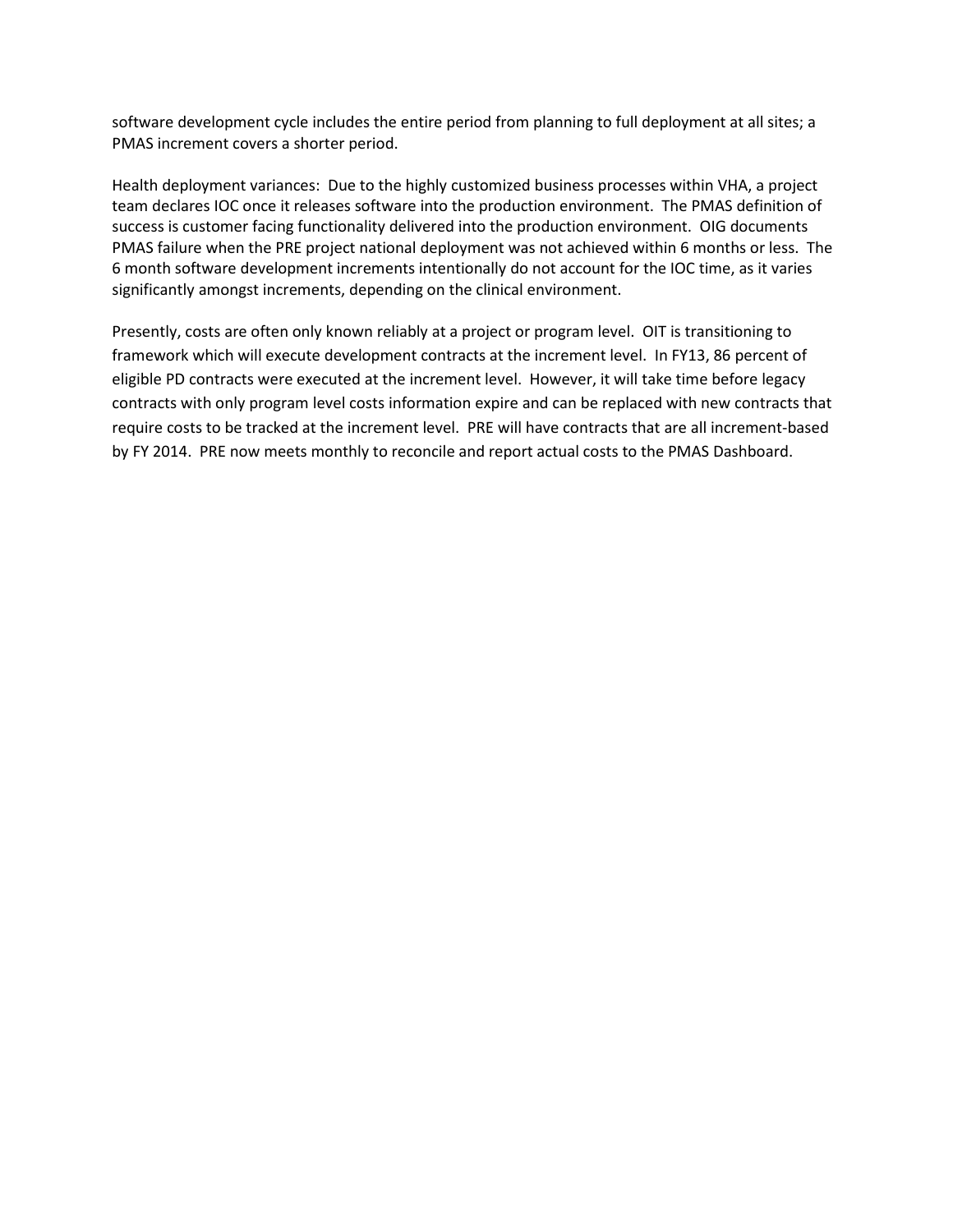software development cycle includes the entire period from planning to full deployment at all sites; a PMAS increment covers a shorter period.

Health deployment variances: Due to the highly customized business processes within VHA, a project team declares IOC once it releases software into the production environment. The PMAS definition of success is customer facing functionality delivered into the production environment. OIG documents PMAS failure when the PRE project national deployment was not achieved within 6 months or less. The 6 month software development increments intentionally do not account for the IOC time, as it varies significantly amongst increments, depending on the clinical environment.

Presently, costs are often only known reliably at a project or program level. OIT is transitioning to framework which will execute development contracts at the increment level. In FY13, 86 percent of eligible PD contracts were executed at the increment level. However, it will take time before legacy contracts with only program level costs information expire and can be replaced with new contracts that require costs to be tracked at the increment level. PRE will have contracts that are all increment-based by FY 2014. PRE now meets monthly to reconcile and report actual costs to the PMAS Dashboard.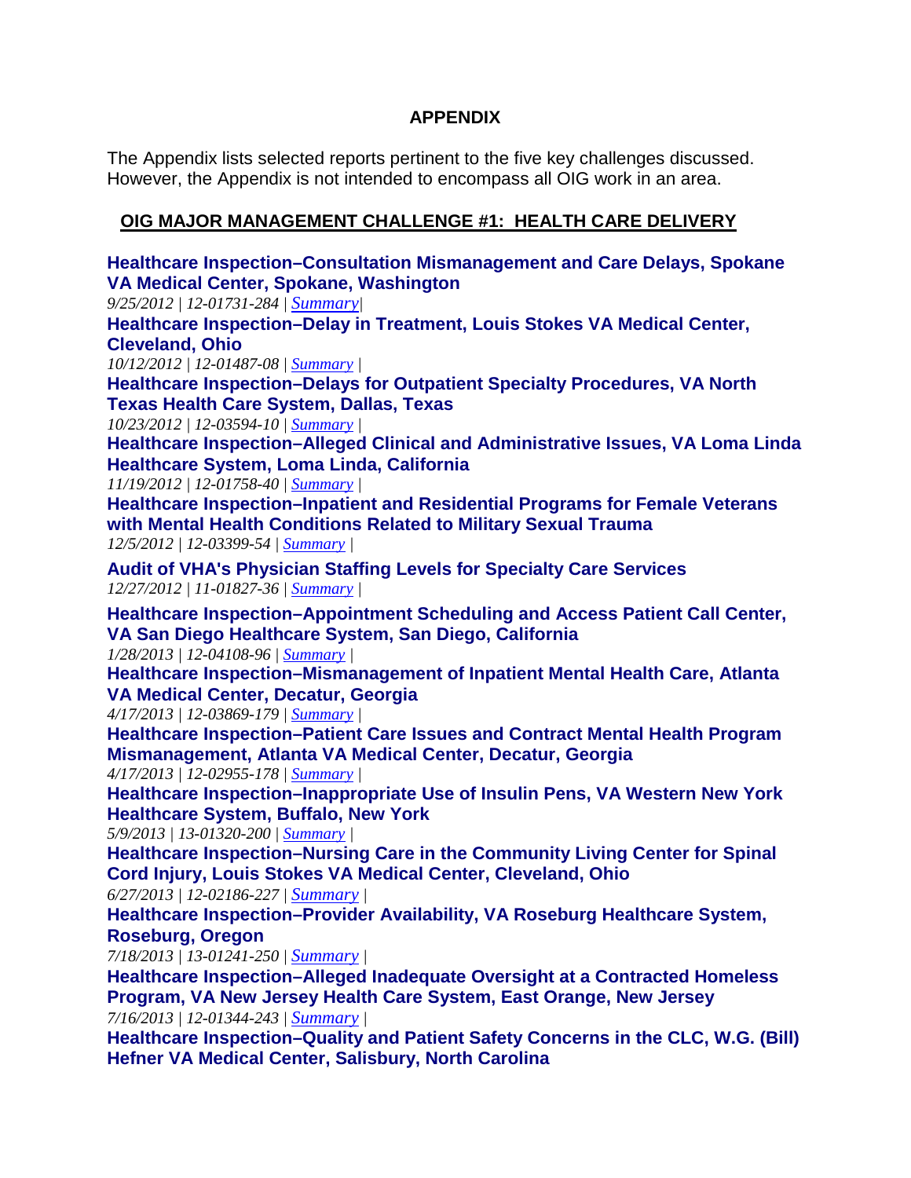## APPENDIX

The Appendix lists selected reports pertinent to the five key challenges discussed. However, the Appendix is not intended to encompass all OIG work in an area.

### OIG MAJOR MANAGEMENT CHALLENGE #1: HEALTH CARE DELIVERY

**Healthcare Inspection–Consultation Mismanagement and Care Delays, Spokane VA Medical Center, Spokane, Washington**
*9/25/2012 | 12-01731-284 | Summary|*

**Healthcare Inspection–Delay in Treatment, Louis Stokes VA Medical Center, Cleveland, Ohio**
*10/12/2012 | 12-01487-08 | Summary |*

**Healthcare Inspection–Delays for Outpatient Specialty Procedures, VA North Texas Health Care System, Dallas, Texas**
*10/23/2012 | 12-03594-10 | Summary |*

**Healthcare Inspection–Alleged Clinical and Administrative Issues, VA Loma Linda Healthcare System, Loma Linda, California**
*11/19/2012 | 12-01758-40 | Summary |*

**Healthcare Inspection–Inpatient and Residential Programs for Female Veterans with Mental Health Conditions Related to Military Sexual Trauma**
*12/5/2012 | 12-03399-54 | Summary |*

**Audit of VHA's Physician Staffing Levels for Specialty Care Services**
*12/27/2012 | 11-01827-36 | Summary |*

**Healthcare Inspection–Appointment Scheduling and Access Patient Call Center, VA San Diego Healthcare System, San Diego, California**
*1/28/2013 | 12-04108-96 | Summary |*

**Healthcare Inspection–Mismanagement of Inpatient Mental Health Care, Atlanta VA Medical Center, Decatur, Georgia**
*4/17/2013 | 12-03869-179 | Summary |*

**Healthcare Inspection–Patient Care Issues and Contract Mental Health Program Mismanagement, Atlanta VA Medical Center, Decatur, Georgia**
*4/17/2013 | 12-02955-178 | Summary |*

**Healthcare Inspection–Inappropriate Use of Insulin Pens, VA Western New York Healthcare System, Buffalo, New York**
*5/9/2013 | 13-01320-200 | Summary |*

**Healthcare Inspection–Nursing Care in the Community Living Center for Spinal Cord Injury, Louis Stokes VA Medical Center, Cleveland, Ohio**
*6/27/2013 | 12-02186-227 | Summary |*

**Healthcare Inspection–Provider Availability, VA Roseburg Healthcare System, Roseburg, Oregon**
*7/18/2013 | 13-01241-250 | Summary |*

**Healthcare Inspection–Alleged Inadequate Oversight at a Contracted Homeless Program, VA New Jersey Health Care System, East Orange, New Jersey**
*7/16/2013 | 12-01344-243 | Summary |*

**Healthcare Inspection–Quality and Patient Safety Concerns in the CLC, W.G. (Bill) Hefner VA Medical Center, Salisbury, North Carolina**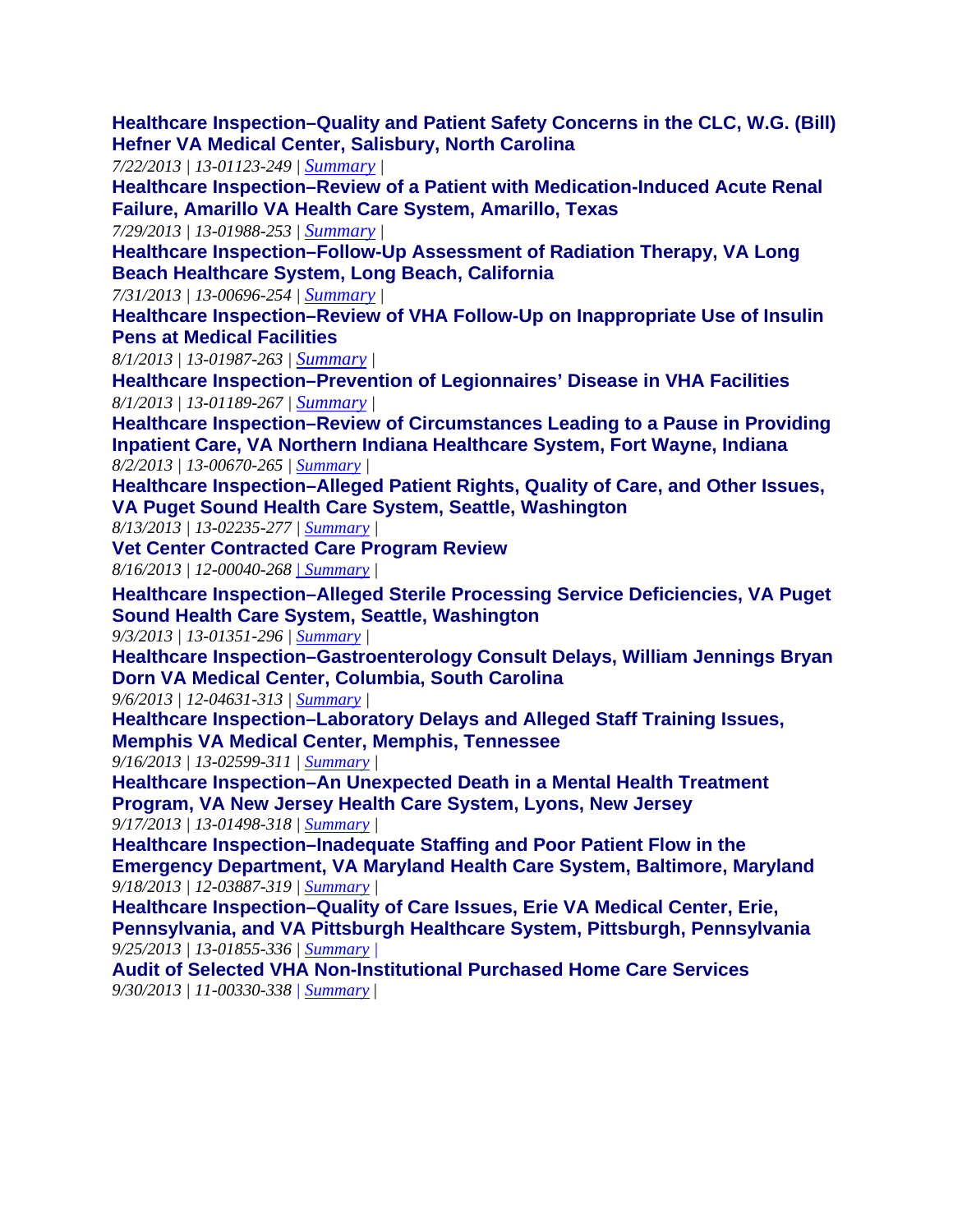**Healthcare Inspection–Quality and Patient Safety Concerns in the CLC, W.G. (Bill) Hefner VA Medical Center, Salisbury, North Carolina**
*7/22/2013 | 13-01123-249 | Summary |*

**Healthcare Inspection–Review of a Patient with Medication-Induced Acute Renal Failure, Amarillo VA Health Care System, Amarillo, Texas**
*7/29/2013 | 13-01988-253 | Summary |*

**Healthcare Inspection–Follow-Up Assessment of Radiation Therapy, VA Long Beach Healthcare System, Long Beach, California**
*7/31/2013 | 13-00696-254 | Summary |*

**Healthcare Inspection–Review of VHA Follow-Up on Inappropriate Use of Insulin Pens at Medical Facilities**
*8/1/2013 | 13-01987-263 | Summary |*

**Healthcare Inspection–Prevention of Legionnaires' Disease in VHA Facilities**
*8/1/2013 | 13-01189-267 | Summary |*

**Healthcare Inspection–Review of Circumstances Leading to a Pause in Providing Inpatient Care, VA Northern Indiana Healthcare System, Fort Wayne, Indiana**
*8/2/2013 | 13-00670-265 | Summary |*

**Healthcare Inspection–Alleged Patient Rights, Quality of Care, and Other Issues, VA Puget Sound Health Care System, Seattle, Washington**
*8/13/2013 | 13-02235-277 | Summary |*

**Vet Center Contracted Care Program Review**
*8/16/2013 | 12-00040-268 | Summary |*

**Healthcare Inspection–Alleged Sterile Processing Service Deficiencies, VA Puget Sound Health Care System, Seattle, Washington**
*9/3/2013 | 13-01351-296 | Summary |*

**Healthcare Inspection–Gastroenterology Consult Delays, William Jennings Bryan Dorn VA Medical Center, Columbia, South Carolina**
*9/6/2013 | 12-04631-313 | Summary |*

**Healthcare Inspection–Laboratory Delays and Alleged Staff Training Issues, Memphis VA Medical Center, Memphis, Tennessee**
*9/16/2013 | 13-02599-311 | Summary |*

**Healthcare Inspection–An Unexpected Death in a Mental Health Treatment Program, VA New Jersey Health Care System, Lyons, New Jersey**
*9/17/2013 | 13-01498-318 | Summary |*

**Healthcare Inspection–Inadequate Staffing and Poor Patient Flow in the Emergency Department, VA Maryland Health Care System, Baltimore, Maryland**
*9/18/2013 | 12-03887-319 | Summary |*

**Healthcare Inspection–Quality of Care Issues, Erie VA Medical Center, Erie, Pennsylvania, and VA Pittsburgh Healthcare System, Pittsburgh, Pennsylvania**
*9/25/2013 | 13-01855-336 | Summary |*

**Audit of Selected VHA Non-Institutional Purchased Home Care Services**
*9/30/2013 | 11-00330-338 | Summary |*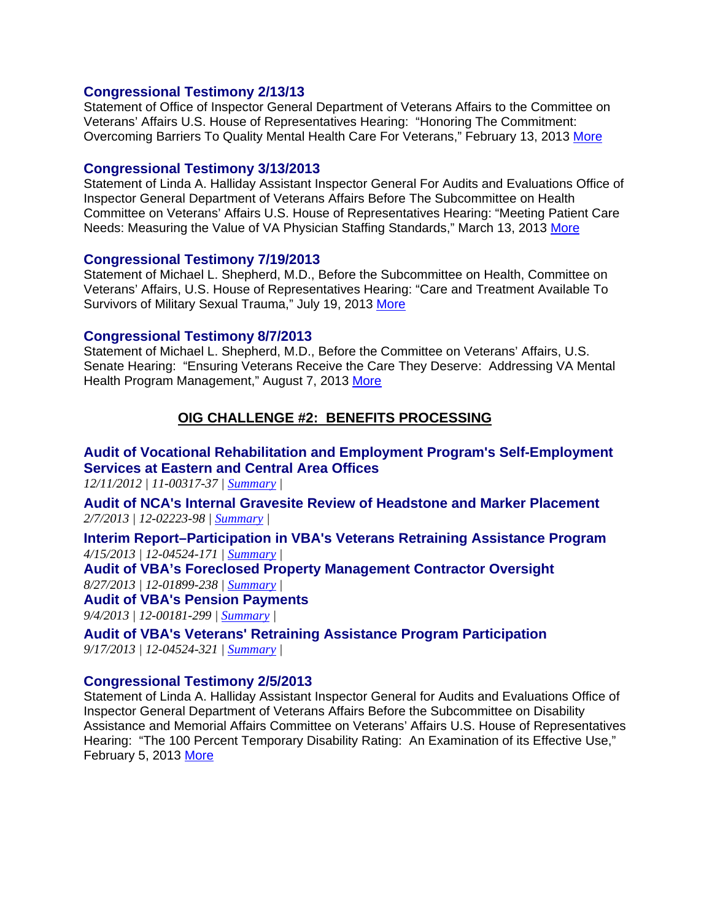### Congressional Testimony 2/13/13

Statement of Office of Inspector General Department of Veterans Affairs to the Committee on Veterans' Affairs U.S. House of Representatives Hearing: "Honoring The Commitment: Overcoming Barriers To Quality Mental Health Care For Veterans," February 13, 2013 More

### Congressional Testimony 3/13/2013

Statement of Linda A. Halliday Assistant Inspector General For Audits and Evaluations Office of Inspector General Department of Veterans Affairs Before The Subcommittee on Health Committee on Veterans' Affairs U.S. House of Representatives Hearing: "Meeting Patient Care Needs: Measuring the Value of VA Physician Staffing Standards," March 13, 2013 More

### Congressional Testimony 7/19/2013

Statement of Michael L. Shepherd, M.D., Before the Subcommittee on Health, Committee on Veterans' Affairs, U.S. House of Representatives Hearing: "Care and Treatment Available To Survivors of Military Sexual Trauma," July 19, 2013 More

### Congressional Testimony 8/7/2013

Statement of Michael L. Shepherd, M.D., Before the Committee on Veterans' Affairs, U.S. Senate Hearing: "Ensuring Veterans Receive the Care They Deserve: Addressing VA Mental Health Program Management," August 7, 2013 More

## OIG CHALLENGE #2: BENEFITS PROCESSING

### Audit of Vocational Rehabilitation and Employment Program's Self-Employment Services at Eastern and Central Area Offices

*12/11/2012 | 11-00317-37 | Summary |*

### Audit of NCA's Internal Gravesite Review of Headstone and Marker Placement

*2/7/2013 | 12-02223-98 | Summary |*

### Interim Report–Participation in VBA's Veterans Retraining Assistance Program

*4/15/2013 | 12-04524-171 | Summary |*

### Audit of VBA's Foreclosed Property Management Contractor Oversight

*8/27/2013 | 12-01899-238 | Summary |*

### Audit of VBA's Pension Payments

*9/4/2013 | 12-00181-299 | Summary |*

### Audit of VBA's Veterans' Retraining Assistance Program Participation

*9/17/2013 | 12-04524-321 | Summary |*

### Congressional Testimony 2/5/2013

Statement of Linda A. Halliday Assistant Inspector General for Audits and Evaluations Office of Inspector General Department of Veterans Affairs Before the Subcommittee on Disability Assistance and Memorial Affairs Committee on Veterans' Affairs U.S. House of Representatives Hearing: "The 100 Percent Temporary Disability Rating: An Examination of its Effective Use," February 5, 2013 More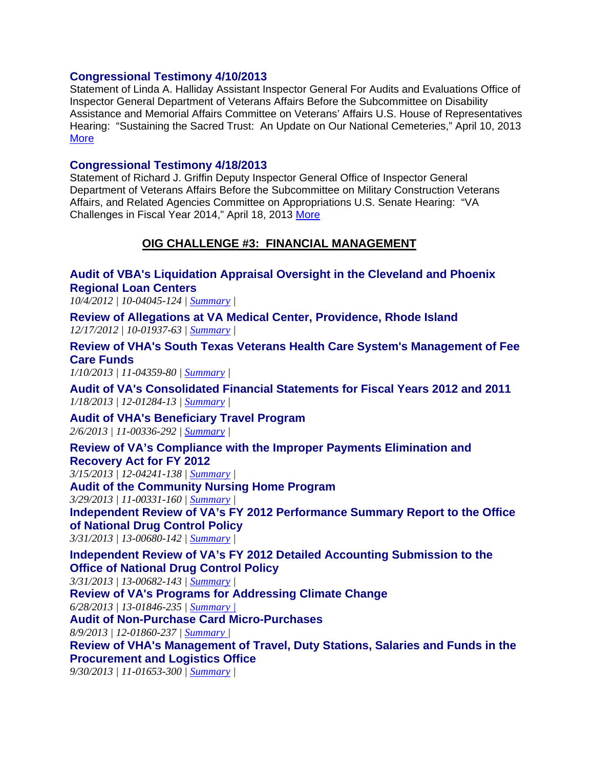### Congressional Testimony 4/10/2013

Statement of Linda A. Halliday Assistant Inspector General For Audits and Evaluations Office of Inspector General Department of Veterans Affairs Before the Subcommittee on Disability Assistance and Memorial Affairs Committee on Veterans' Affairs U.S. House of Representatives Hearing: "Sustaining the Sacred Trust: An Update on Our National Cemeteries," April 10, 2013 More

### Congressional Testimony 4/18/2013

Statement of Richard J. Griffin Deputy Inspector General Office of Inspector General Department of Veterans Affairs Before the Subcommittee on Military Construction Veterans Affairs, and Related Agencies Committee on Appropriations U.S. Senate Hearing: "VA Challenges in Fiscal Year 2014," April 18, 2013 More

## OIG CHALLENGE #3: FINANCIAL MANAGEMENT

### Audit of VBA's Liquidation Appraisal Oversight in the Cleveland and Phoenix Regional Loan Centers

*10/4/2012 | 10-04045-124 | Summary |*

### Review of Allegations at VA Medical Center, Providence, Rhode Island

*12/17/2012 | 10-01937-63 | Summary |*

### Review of VHA's South Texas Veterans Health Care System's Management of Fee Care Funds

*1/10/2013 | 11-04359-80 | Summary |*

### Audit of VA's Consolidated Financial Statements for Fiscal Years 2012 and 2011

*1/18/2013 | 12-01284-13 | Summary |*

### Audit of VHA's Beneficiary Travel Program

*2/6/2013 | 11-00336-292 | Summary |*

### Review of VA's Compliance with the Improper Payments Elimination and Recovery Act for FY 2012

*3/15/2013 | 12-04241-138 | Summary |*

### Audit of the Community Nursing Home Program

*3/29/2013 | 11-00331-160 | Summary |*

### Independent Review of VA's FY 2012 Performance Summary Report to the Office of National Drug Control Policy

*3/31/2013 | 13-00680-142 | Summary |*

### Independent Review of VA's FY 2012 Detailed Accounting Submission to the Office of National Drug Control Policy

*3/31/2013 | 13-00682-143 | Summary |*

### Review of VA's Programs for Addressing Climate Change

*6/28/2013 | 13-01846-235 | Summary |*

### Audit of Non-Purchase Card Micro-Purchases

*8/9/2013 | 12-01860-237 | Summary |*

### Review of VHA's Management of Travel, Duty Stations, Salaries and Funds in the Procurement and Logistics Office

*9/30/2013 | 11-01653-300 | Summary |*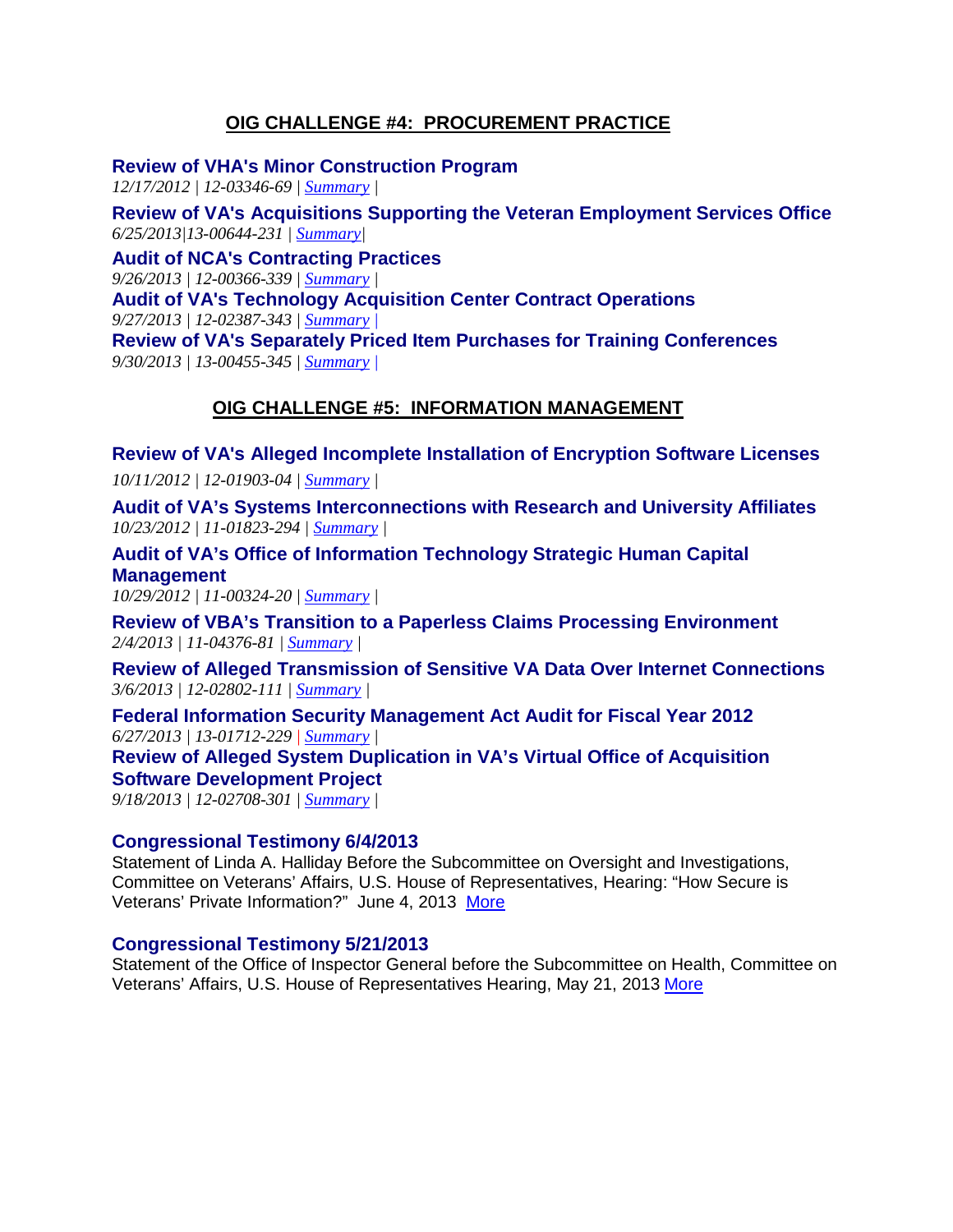## OIG CHALLENGE #4: PROCUREMENT PRACTICE

### Review of VHA's Minor Construction Program

*12/17/2012 | 12-03346-69 | Summary |*

### Review of VA's Acquisitions Supporting the Veteran Employment Services Office

*6/25/2013|13-00644-231 | Summary|*

### Audit of NCA's Contracting Practices

*9/26/2013 | 12-00366-339 | Summary |*

### Audit of VA's Technology Acquisition Center Contract Operations

*9/27/2013 | 12-02387-343 | Summary |*

### Review of VA's Separately Priced Item Purchases for Training Conferences

*9/30/2013 | 13-00455-345 | Summary |*

## OIG CHALLENGE #5: INFORMATION MANAGEMENT

### Review of VA's Alleged Incomplete Installation of Encryption Software Licenses

*10/11/2012 | 12-01903-04 | Summary |*

### Audit of VA's Systems Interconnections with Research and University Affiliates

*10/23/2012 | 11-01823-294 | Summary |*

### Audit of VA's Office of Information Technology Strategic Human Capital Management

*10/29/2012 | 11-00324-20 | Summary |*

### Review of VBA's Transition to a Paperless Claims Processing Environment

*2/4/2013 | 11-04376-81 | Summary |*

### Review of Alleged Transmission of Sensitive VA Data Over Internet Connections

*3/6/2013 | 12-02802-111 | Summary |*

### Federal Information Security Management Act Audit for Fiscal Year 2012

*6/27/2013 | 13-01712-229 | Summary |*

### Review of Alleged System Duplication in VA's Virtual Office of Acquisition Software Development Project

*9/18/2013 | 12-02708-301 | Summary |*

### Congressional Testimony 6/4/2013

Statement of Linda A. Halliday Before the Subcommittee on Oversight and Investigations, Committee on Veterans' Affairs, U.S. House of Representatives, Hearing: "How Secure is Veterans' Private Information?" June 4, 2013 More

### Congressional Testimony 5/21/2013

Statement of the Office of Inspector General before the Subcommittee on Health, Committee on Veterans' Affairs, U.S. House of Representatives Hearing, May 21, 2013 More